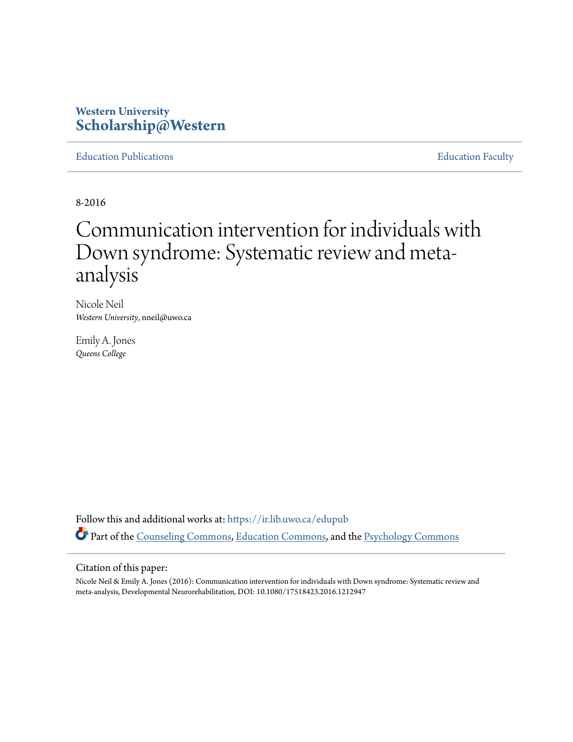**Western University**
**Scholarship@Western**

Education Publications | Education Faculty

8-2016

# Communication intervention for individuals with Down syndrome: Systematic review and meta-analysis

Nicole Neil
*Western University*, nneil@uwo.ca

Emily A. Jones
*Queens College*

Follow this and additional works at: https://ir.lib.uwo.ca/edupub

Part of the Counseling Commons, Education Commons, and the Psychology Commons

Citation of this paper:

Nicole Neil & Emily A. Jones (2016): Communication intervention for individuals with Down syndrome: Systematic review and meta-analysis, Developmental Neurorehabilitation, DOI: 10.1080/17518423.2016.1212947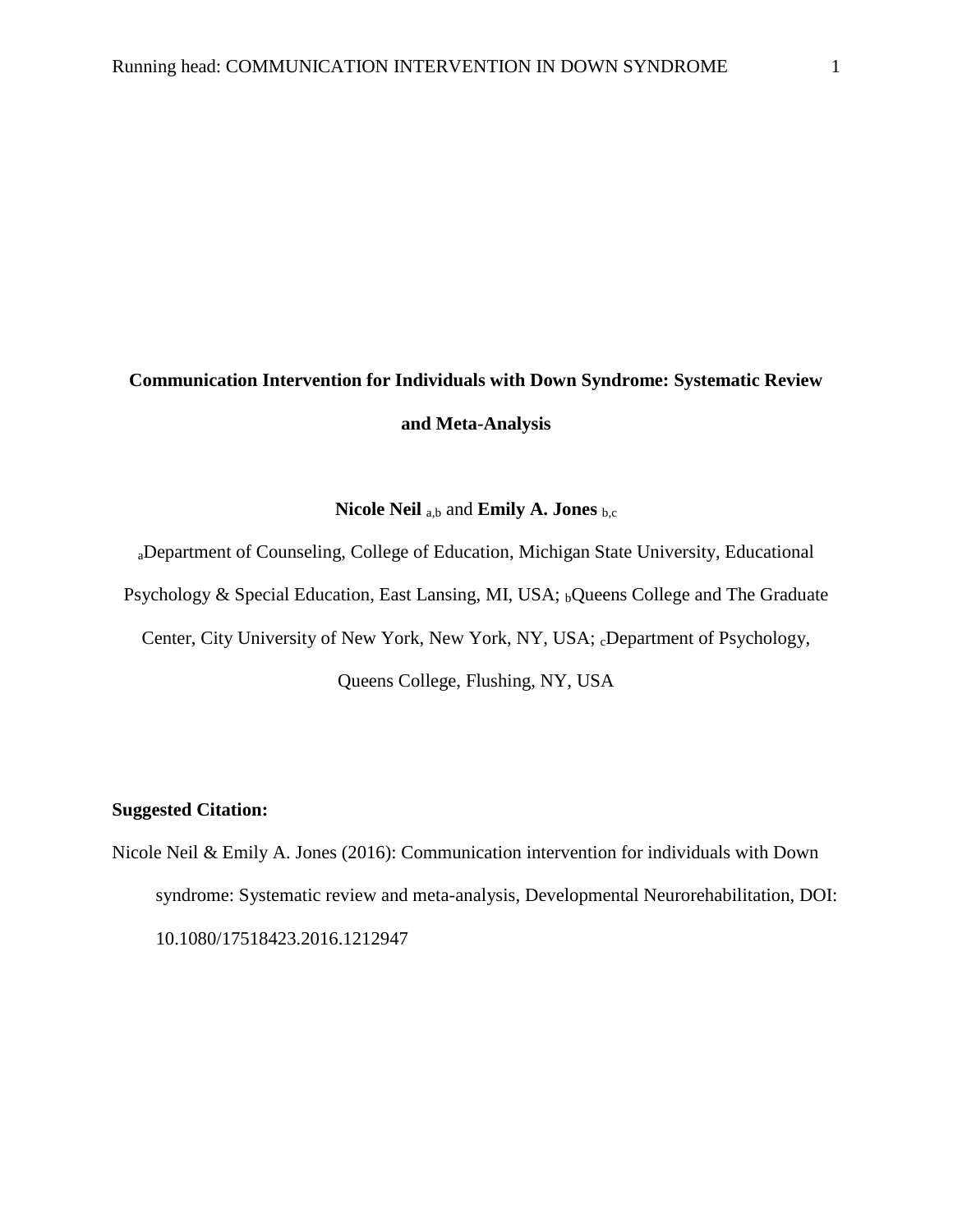# Communication Intervention for Individuals with Down Syndrome: Systematic Review and Meta-Analysis

**Nicole Neil** [a,b] and **Emily A. Jones** [b,c]

[a]Department of Counseling, College of Education, Michigan State University, Educational Psychology & Special Education, East Lansing, MI, USA; [b]Queens College and The Graduate Center, City University of New York, New York, NY, USA; [c]Department of Psychology, Queens College, Flushing, NY, USA

**Suggested Citation:**

Nicole Neil & Emily A. Jones (2016): Communication intervention for individuals with Down syndrome: Systematic review and meta-analysis, Developmental Neurorehabilitation, DOI: 10.1080/17518423.2016.1212947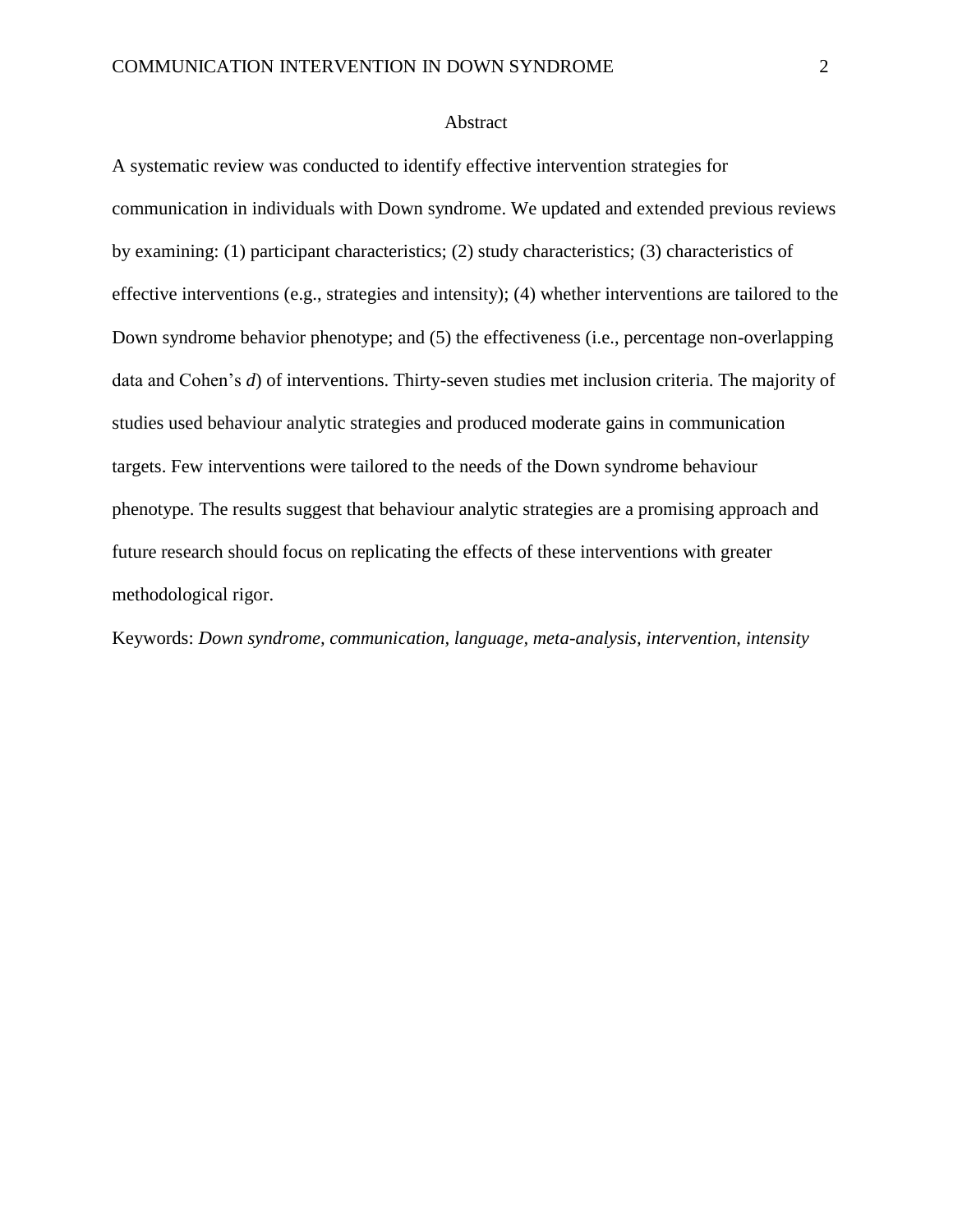# Abstract

A systematic review was conducted to identify effective intervention strategies for communication in individuals with Down syndrome. We updated and extended previous reviews by examining: (1) participant characteristics; (2) study characteristics; (3) characteristics of effective interventions (e.g., strategies and intensity); (4) whether interventions are tailored to the Down syndrome behavior phenotype; and (5) the effectiveness (i.e., percentage non-overlapping data and Cohen's *d*) of interventions. Thirty-seven studies met inclusion criteria. The majority of studies used behaviour analytic strategies and produced moderate gains in communication targets. Few interventions were tailored to the needs of the Down syndrome behaviour phenotype. The results suggest that behaviour analytic strategies are a promising approach and future research should focus on replicating the effects of these interventions with greater methodological rigor.

Keywords: *Down syndrome, communication, language, meta-analysis, intervention, intensity*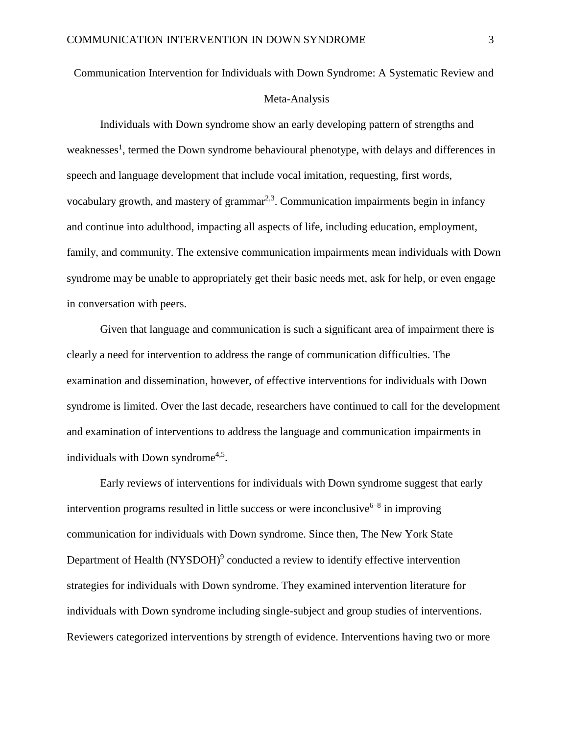# Communication Intervention for Individuals with Down Syndrome: A Systematic Review and Meta-Analysis

Individuals with Down syndrome show an early developing pattern of strengths and weaknesses[1], termed the Down syndrome behavioural phenotype, with delays and differences in speech and language development that include vocal imitation, requesting, first words, vocabulary growth, and mastery of grammar[2,3]. Communication impairments begin in infancy and continue into adulthood, impacting all aspects of life, including education, employment, family, and community. The extensive communication impairments mean individuals with Down syndrome may be unable to appropriately get their basic needs met, ask for help, or even engage in conversation with peers.

Given that language and communication is such a significant area of impairment there is clearly a need for intervention to address the range of communication difficulties. The examination and dissemination, however, of effective interventions for individuals with Down syndrome is limited. Over the last decade, researchers have continued to call for the development and examination of interventions to address the language and communication impairments in individuals with Down syndrome[4,5].

Early reviews of interventions for individuals with Down syndrome suggest that early intervention programs resulted in little success or were inconclusive[6–8] in improving communication for individuals with Down syndrome. Since then, The New York State Department of Health (NYSDOH)[9] conducted a review to identify effective intervention strategies for individuals with Down syndrome. They examined intervention literature for individuals with Down syndrome including single-subject and group studies of interventions. Reviewers categorized interventions by strength of evidence. Interventions having two or more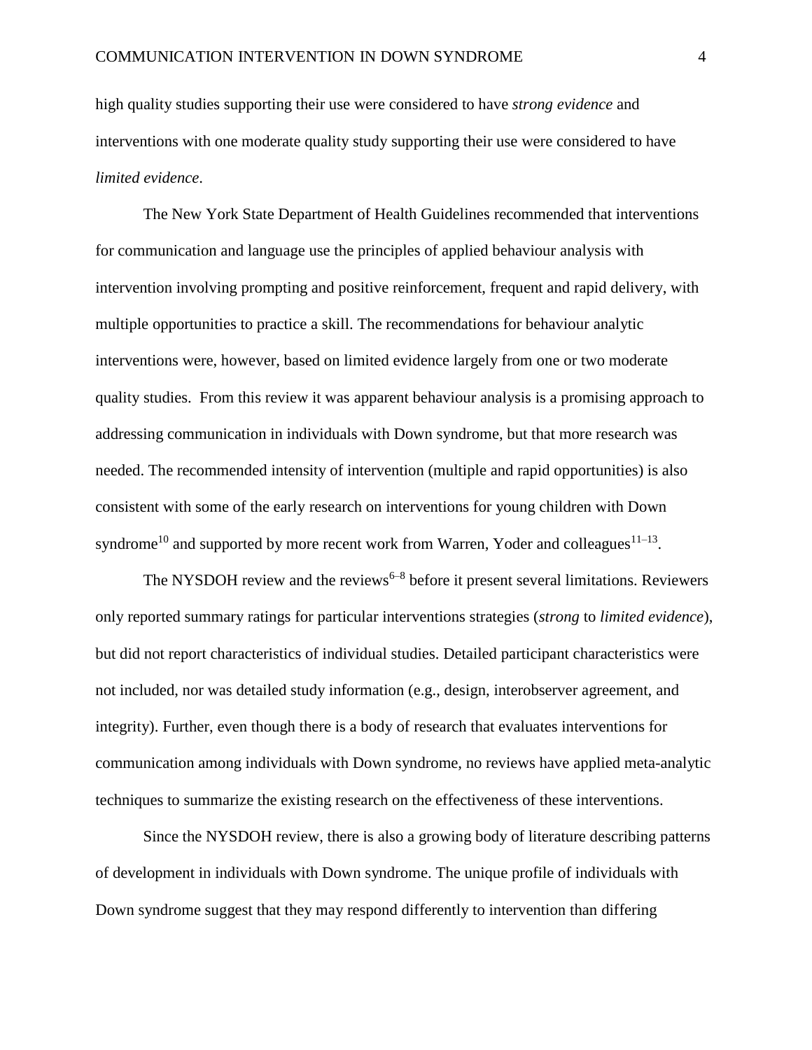high quality studies supporting their use were considered to have *strong evidence* and interventions with one moderate quality study supporting their use were considered to have *limited evidence*.

The New York State Department of Health Guidelines recommended that interventions for communication and language use the principles of applied behaviour analysis with intervention involving prompting and positive reinforcement, frequent and rapid delivery, with multiple opportunities to practice a skill. The recommendations for behaviour analytic interventions were, however, based on limited evidence largely from one or two moderate quality studies. From this review it was apparent behaviour analysis is a promising approach to addressing communication in individuals with Down syndrome, but that more research was needed. The recommended intensity of intervention (multiple and rapid opportunities) is also consistent with some of the early research on interventions for young children with Down syndrome[10] and supported by more recent work from Warren, Yoder and colleagues[11–13].

The NYSDOH review and the reviews[6–8] before it present several limitations. Reviewers only reported summary ratings for particular interventions strategies (*strong* to *limited evidence*), but did not report characteristics of individual studies. Detailed participant characteristics were not included, nor was detailed study information (e.g., design, interobserver agreement, and integrity). Further, even though there is a body of research that evaluates interventions for communication among individuals with Down syndrome, no reviews have applied meta-analytic techniques to summarize the existing research on the effectiveness of these interventions.

Since the NYSDOH review, there is also a growing body of literature describing patterns of development in individuals with Down syndrome. The unique profile of individuals with Down syndrome suggest that they may respond differently to intervention than differing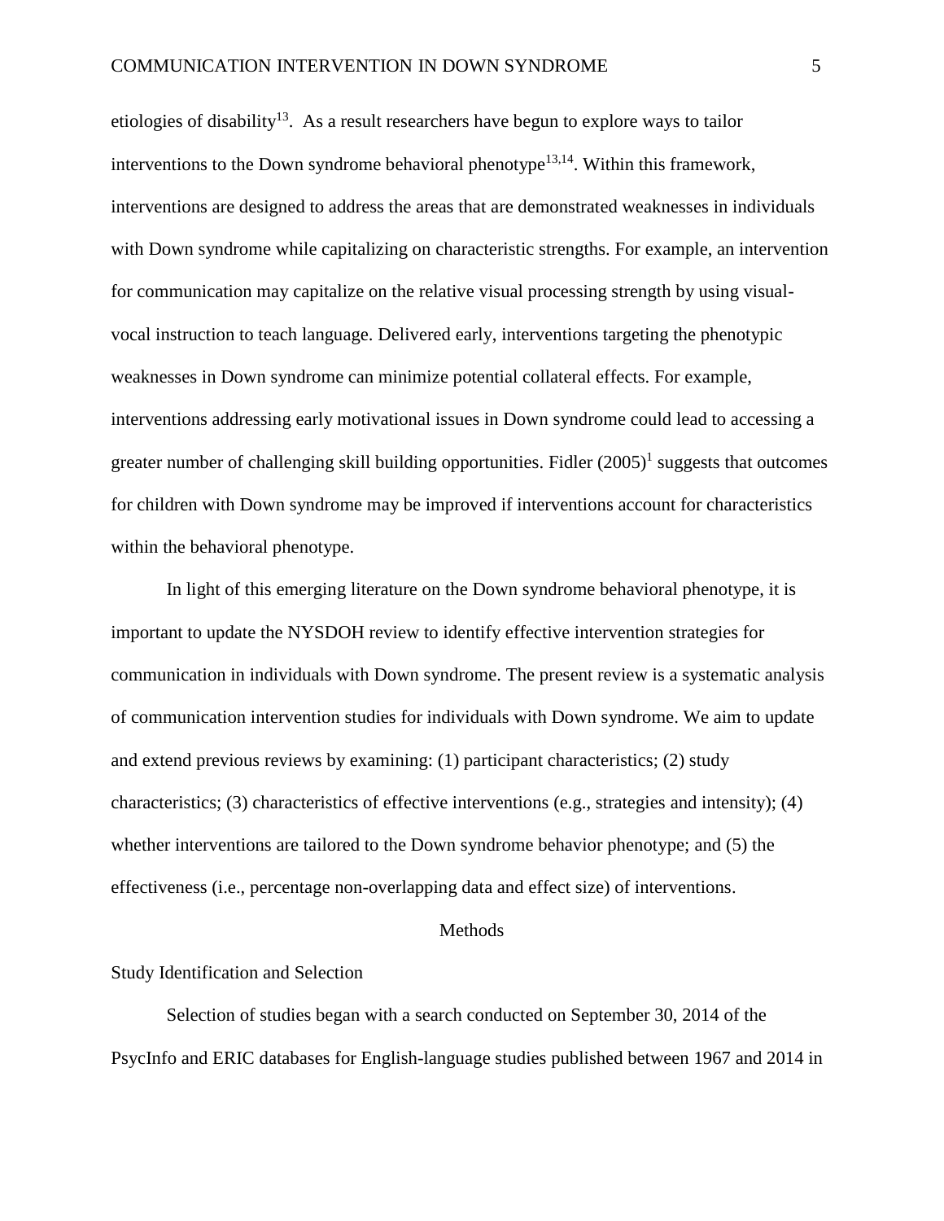etiologies of disability[13]. As a result researchers have begun to explore ways to tailor interventions to the Down syndrome behavioral phenotype[13,14]. Within this framework, interventions are designed to address the areas that are demonstrated weaknesses in individuals with Down syndrome while capitalizing on characteristic strengths. For example, an intervention for communication may capitalize on the relative visual processing strength by using visual-vocal instruction to teach language. Delivered early, interventions targeting the phenotypic weaknesses in Down syndrome can minimize potential collateral effects. For example, interventions addressing early motivational issues in Down syndrome could lead to accessing a greater number of challenging skill building opportunities. Fidler (2005)[1] suggests that outcomes for children with Down syndrome may be improved if interventions account for characteristics within the behavioral phenotype.

In light of this emerging literature on the Down syndrome behavioral phenotype, it is important to update the NYSDOH review to identify effective intervention strategies for communication in individuals with Down syndrome. The present review is a systematic analysis of communication intervention studies for individuals with Down syndrome. We aim to update and extend previous reviews by examining: (1) participant characteristics; (2) study characteristics; (3) characteristics of effective interventions (e.g., strategies and intensity); (4) whether interventions are tailored to the Down syndrome behavior phenotype; and (5) the effectiveness (i.e., percentage non-overlapping data and effect size) of interventions.

# Methods

## Study Identification and Selection

Selection of studies began with a search conducted on September 30, 2014 of the PsycInfo and ERIC databases for English-language studies published between 1967 and 2014 in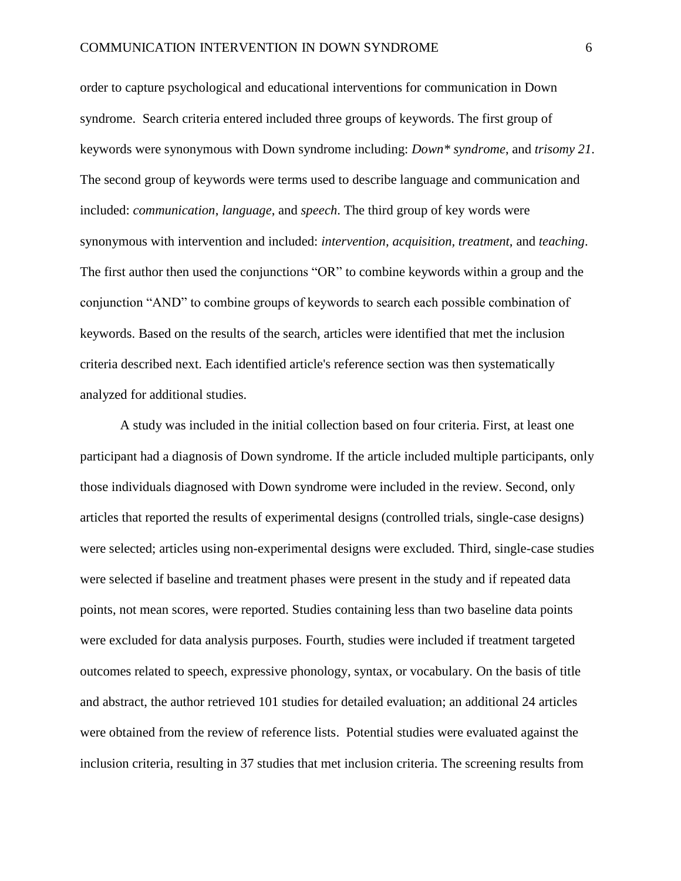order to capture psychological and educational interventions for communication in Down syndrome. Search criteria entered included three groups of keywords. The first group of keywords were synonymous with Down syndrome including: *Down* syndrome*, and *trisomy 21*. The second group of keywords were terms used to describe language and communication and included: *communication*, *language*, and *speech*. The third group of key words were synonymous with intervention and included: *intervention, acquisition, treatment,* and *teaching*. The first author then used the conjunctions "OR" to combine keywords within a group and the conjunction "AND" to combine groups of keywords to search each possible combination of keywords. Based on the results of the search, articles were identified that met the inclusion criteria described next. Each identified article's reference section was then systematically analyzed for additional studies.

A study was included in the initial collection based on four criteria. First, at least one participant had a diagnosis of Down syndrome. If the article included multiple participants, only those individuals diagnosed with Down syndrome were included in the review. Second, only articles that reported the results of experimental designs (controlled trials, single-case designs) were selected; articles using non-experimental designs were excluded. Third, single-case studies were selected if baseline and treatment phases were present in the study and if repeated data points, not mean scores, were reported. Studies containing less than two baseline data points were excluded for data analysis purposes. Fourth, studies were included if treatment targeted outcomes related to speech, expressive phonology, syntax, or vocabulary. On the basis of title and abstract, the author retrieved 101 studies for detailed evaluation; an additional 24 articles were obtained from the review of reference lists. Potential studies were evaluated against the inclusion criteria, resulting in 37 studies that met inclusion criteria. The screening results from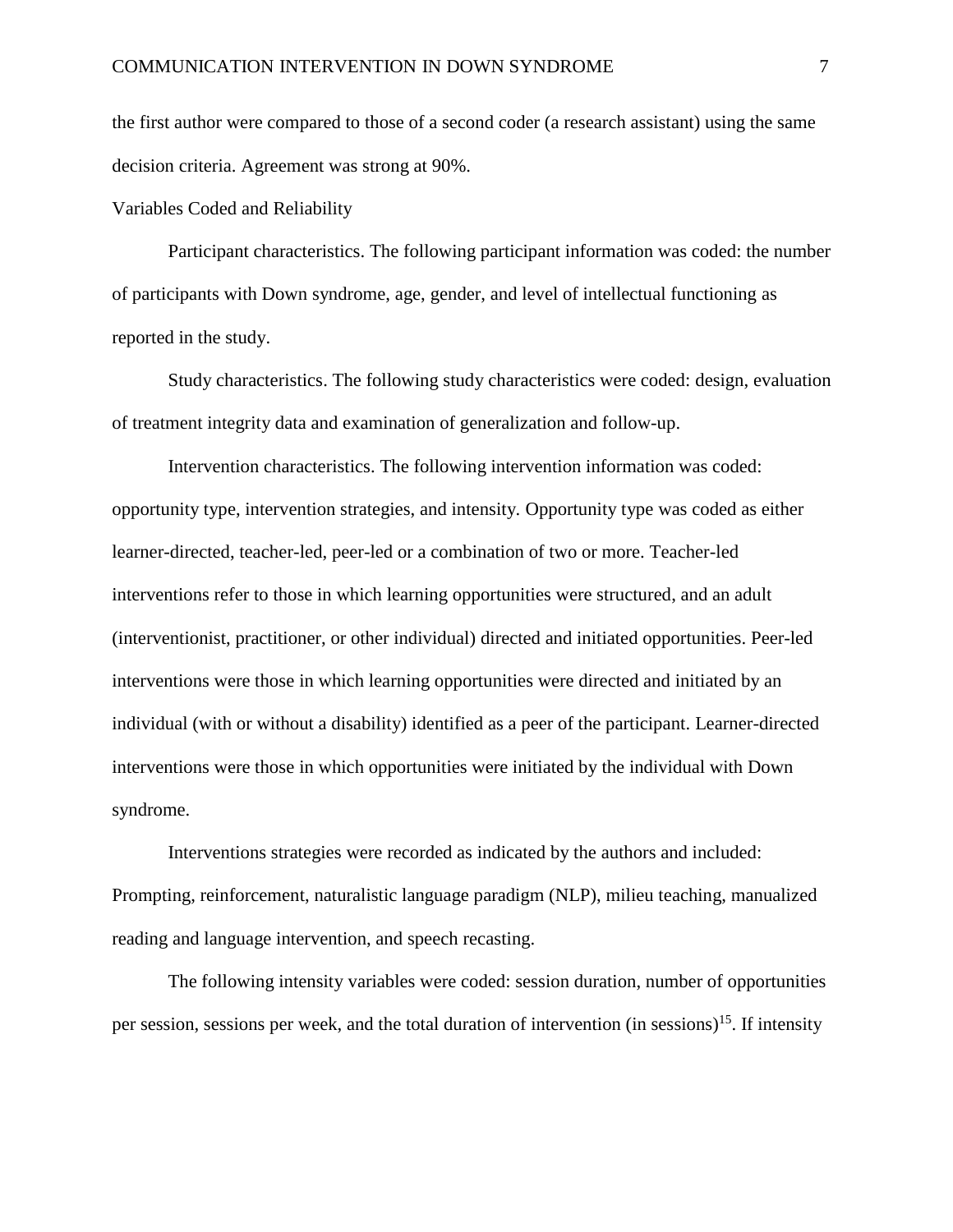the first author were compared to those of a second coder (a research assistant) using the same decision criteria. Agreement was strong at 90%.

## Variables Coded and Reliability

Participant characteristics. The following participant information was coded: the number of participants with Down syndrome, age, gender, and level of intellectual functioning as reported in the study.

Study characteristics. The following study characteristics were coded: design, evaluation of treatment integrity data and examination of generalization and follow-up.

Intervention characteristics. The following intervention information was coded: opportunity type, intervention strategies, and intensity. Opportunity type was coded as either learner-directed, teacher-led, peer-led or a combination of two or more. Teacher-led interventions refer to those in which learning opportunities were structured, and an adult (interventionist, practitioner, or other individual) directed and initiated opportunities. Peer-led interventions were those in which learning opportunities were directed and initiated by an individual (with or without a disability) identified as a peer of the participant. Learner-directed interventions were those in which opportunities were initiated by the individual with Down syndrome.

Interventions strategies were recorded as indicated by the authors and included: Prompting, reinforcement, naturalistic language paradigm (NLP), milieu teaching, manualized reading and language intervention, and speech recasting.

The following intensity variables were coded: session duration, number of opportunities per session, sessions per week, and the total duration of intervention (in sessions)[15]. If intensity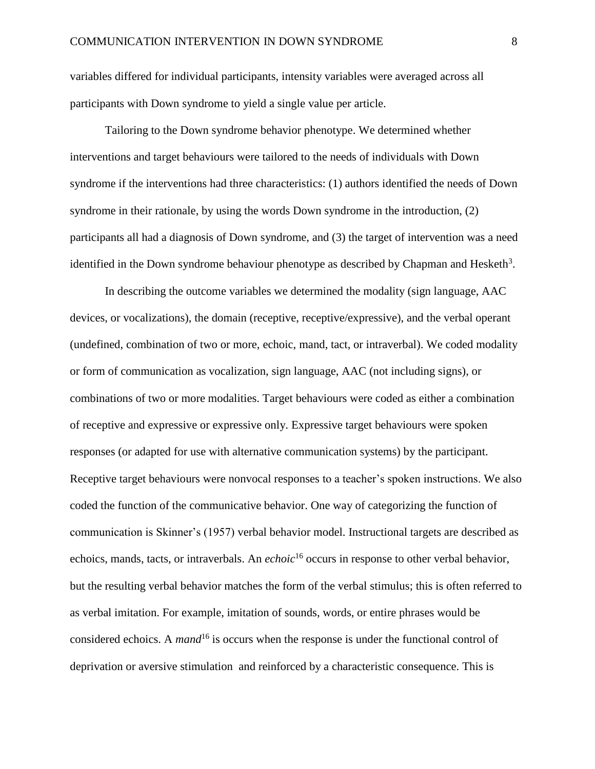variables differed for individual participants, intensity variables were averaged across all participants with Down syndrome to yield a single value per article.

Tailoring to the Down syndrome behavior phenotype. We determined whether interventions and target behaviours were tailored to the needs of individuals with Down syndrome if the interventions had three characteristics: (1) authors identified the needs of Down syndrome in their rationale, by using the words Down syndrome in the introduction, (2) participants all had a diagnosis of Down syndrome, and (3) the target of intervention was a need identified in the Down syndrome behaviour phenotype as described by Chapman and Hesketh[3].

In describing the outcome variables we determined the modality (sign language, AAC devices, or vocalizations), the domain (receptive, receptive/expressive), and the verbal operant (undefined, combination of two or more, echoic, mand, tact, or intraverbal). We coded modality or form of communication as vocalization, sign language, AAC (not including signs), or combinations of two or more modalities. Target behaviours were coded as either a combination of receptive and expressive or expressive only. Expressive target behaviours were spoken responses (or adapted for use with alternative communication systems) by the participant. Receptive target behaviours were nonvocal responses to a teacher's spoken instructions. We also coded the function of the communicative behavior. One way of categorizing the function of communication is Skinner's (1957) verbal behavior model. Instructional targets are described as echoics, mands, tacts, or intraverbals. An *echoic*[16] occurs in response to other verbal behavior, but the resulting verbal behavior matches the form of the verbal stimulus; this is often referred to as verbal imitation. For example, imitation of sounds, words, or entire phrases would be considered echoics. A *mand*[16] is occurs when the response is under the functional control of deprivation or aversive stimulation and reinforced by a characteristic consequence. This is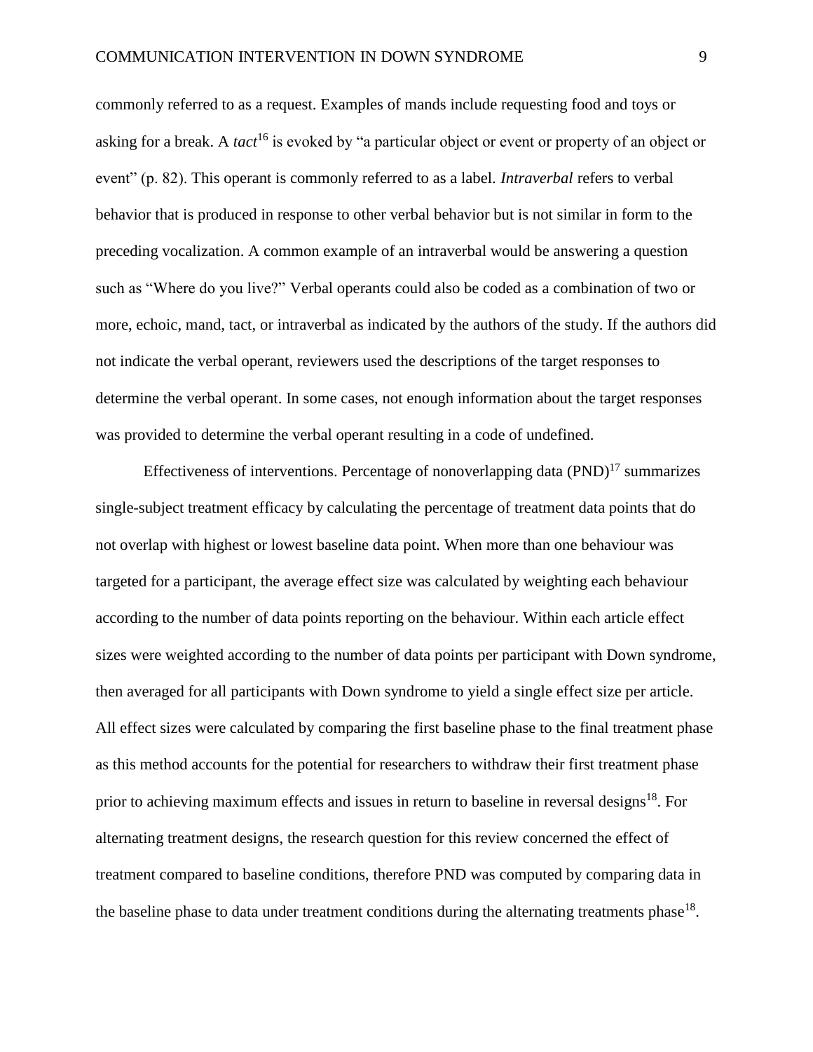commonly referred to as a request. Examples of mands include requesting food and toys or asking for a break. A *tact*[16] is evoked by "a particular object or event or property of an object or event" (p. 82). This operant is commonly referred to as a label. *Intraverbal* refers to verbal behavior that is produced in response to other verbal behavior but is not similar in form to the preceding vocalization. A common example of an intraverbal would be answering a question such as "Where do you live?" Verbal operants could also be coded as a combination of two or more, echoic, mand, tact, or intraverbal as indicated by the authors of the study. If the authors did not indicate the verbal operant, reviewers used the descriptions of the target responses to determine the verbal operant. In some cases, not enough information about the target responses was provided to determine the verbal operant resulting in a code of undefined.

Effectiveness of interventions. Percentage of nonoverlapping data (PND)[17] summarizes single-subject treatment efficacy by calculating the percentage of treatment data points that do not overlap with highest or lowest baseline data point. When more than one behaviour was targeted for a participant, the average effect size was calculated by weighting each behaviour according to the number of data points reporting on the behaviour. Within each article effect sizes were weighted according to the number of data points per participant with Down syndrome, then averaged for all participants with Down syndrome to yield a single effect size per article. All effect sizes were calculated by comparing the first baseline phase to the final treatment phase as this method accounts for the potential for researchers to withdraw their first treatment phase prior to achieving maximum effects and issues in return to baseline in reversal designs[18]. For alternating treatment designs, the research question for this review concerned the effect of treatment compared to baseline conditions, therefore PND was computed by comparing data in the baseline phase to data under treatment conditions during the alternating treatments phase[18].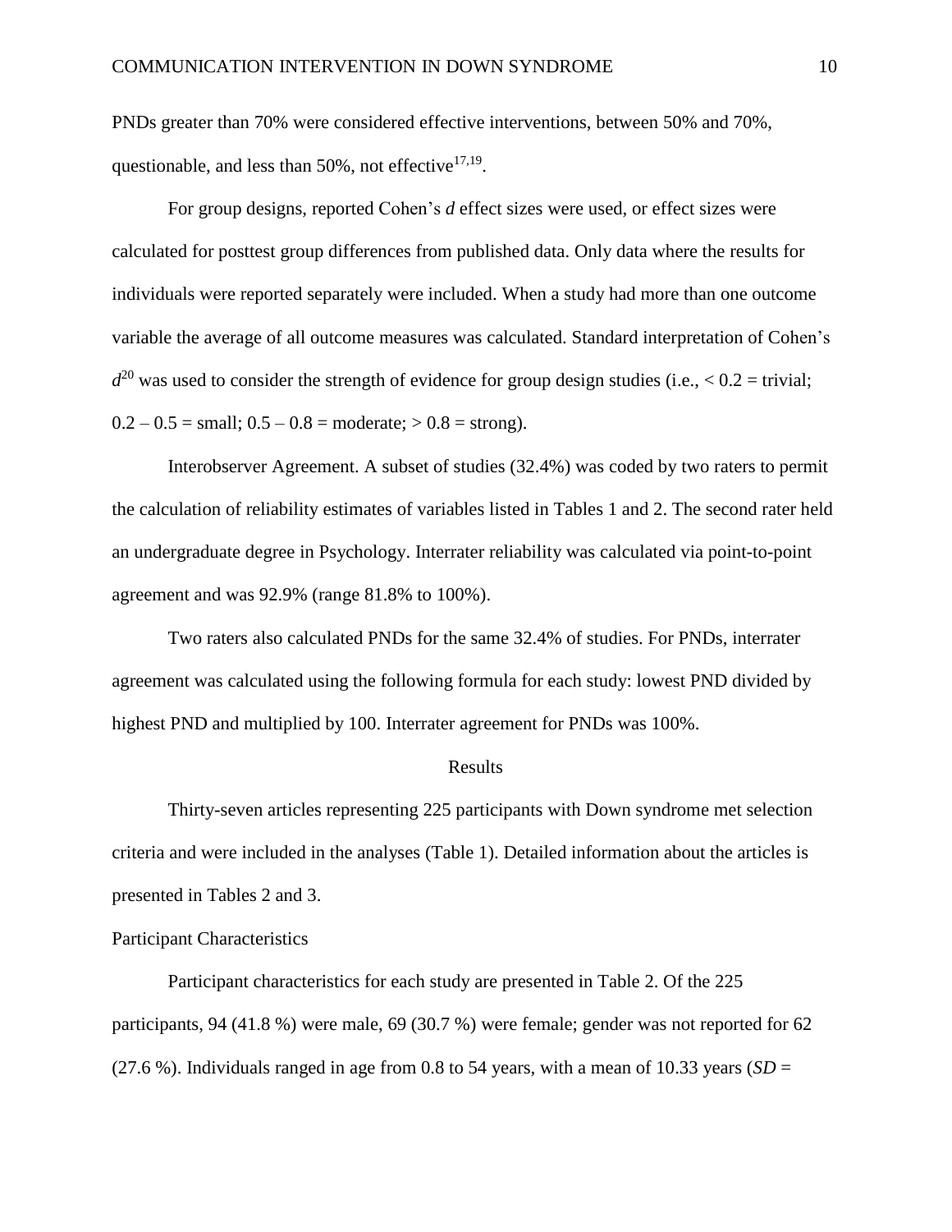PNDs greater than 70% were considered effective interventions, between 50% and 70%, questionable, and less than 50%, not effective[17,19].

For group designs, reported Cohen's *d* effect sizes were used, or effect sizes were calculated for posttest group differences from published data. Only data where the results for individuals were reported separately were included. When a study had more than one outcome variable the average of all outcome measures was calculated. Standard interpretation of Cohen's *d*[20] was used to consider the strength of evidence for group design studies (i.e., < 0.2 = trivial; 0.2 – 0.5 = small; 0.5 – 0.8 = moderate; > 0.8 = strong).

Interobserver Agreement. A subset of studies (32.4%) was coded by two raters to permit the calculation of reliability estimates of variables listed in Tables 1 and 2. The second rater held an undergraduate degree in Psychology. Interrater reliability was calculated via point-to-point agreement and was 92.9% (range 81.8% to 100%).

Two raters also calculated PNDs for the same 32.4% of studies. For PNDs, interrater agreement was calculated using the following formula for each study: lowest PND divided by highest PND and multiplied by 100. Interrater agreement for PNDs was 100%.

## Results

Thirty-seven articles representing 225 participants with Down syndrome met selection criteria and were included in the analyses (Table 1). Detailed information about the articles is presented in Tables 2 and 3.

### Participant Characteristics

Participant characteristics for each study are presented in Table 2. Of the 225 participants, 94 (41.8 %) were male, 69 (30.7 %) were female; gender was not reported for 62 (27.6 %). Individuals ranged in age from 0.8 to 54 years, with a mean of 10.33 years (*SD* =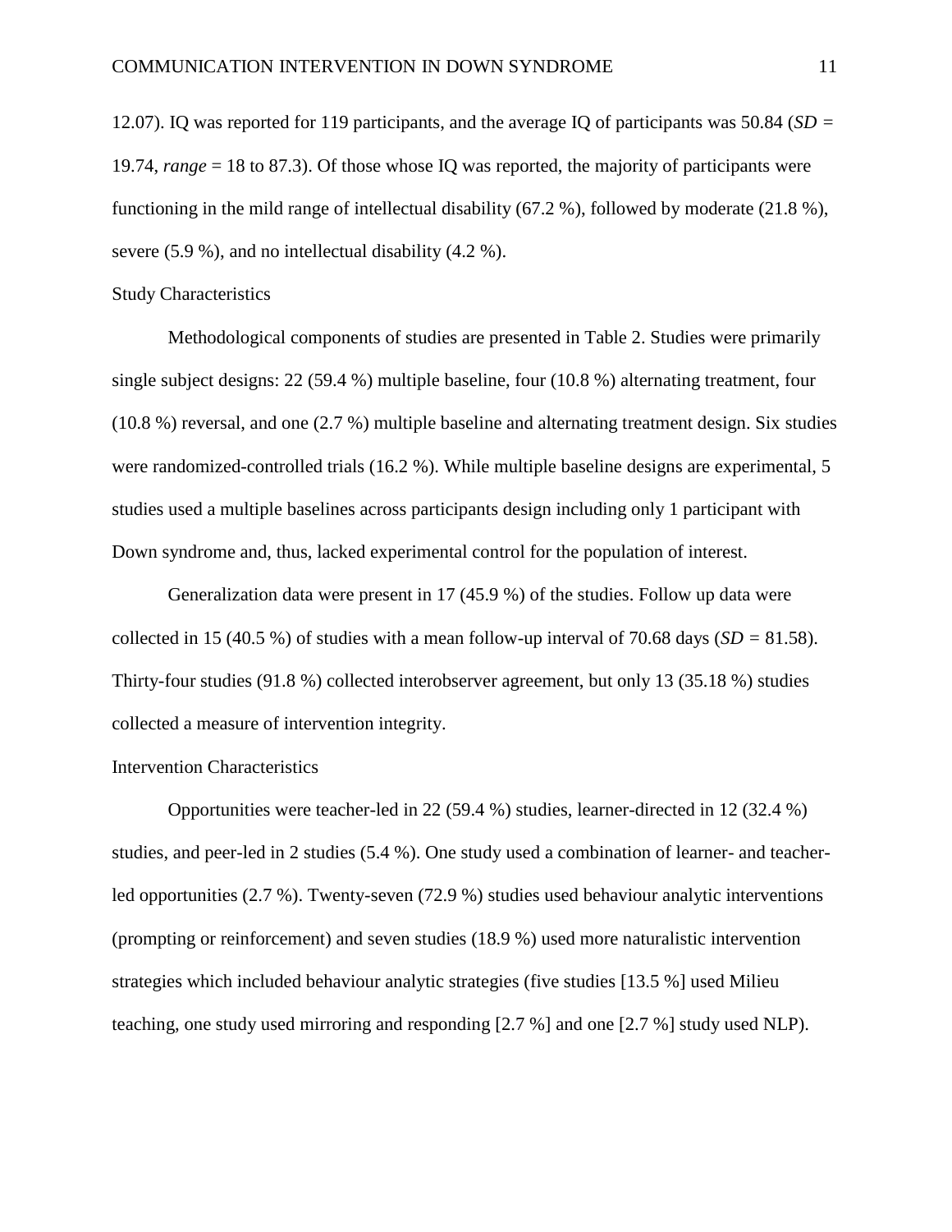12.07). IQ was reported for 119 participants, and the average IQ of participants was 50.84 (*SD* = 19.74, *range* = 18 to 87.3). Of those whose IQ was reported, the majority of participants were functioning in the mild range of intellectual disability (67.2 %), followed by moderate (21.8 %), severe (5.9 %), and no intellectual disability (4.2 %).

## Study Characteristics

Methodological components of studies are presented in Table 2. Studies were primarily single subject designs: 22 (59.4 %) multiple baseline, four (10.8 %) alternating treatment, four (10.8 %) reversal, and one (2.7 %) multiple baseline and alternating treatment design. Six studies were randomized-controlled trials (16.2 %). While multiple baseline designs are experimental, 5 studies used a multiple baselines across participants design including only 1 participant with Down syndrome and, thus, lacked experimental control for the population of interest.

Generalization data were present in 17 (45.9 %) of the studies. Follow up data were collected in 15 (40.5 %) of studies with a mean follow-up interval of 70.68 days (*SD* = 81.58). Thirty-four studies (91.8 %) collected interobserver agreement, but only 13 (35.18 %) studies collected a measure of intervention integrity.

## Intervention Characteristics

Opportunities were teacher-led in 22 (59.4 %) studies, learner-directed in 12 (32.4 %) studies, and peer-led in 2 studies (5.4 %). One study used a combination of learner- and teacher-led opportunities (2.7 %). Twenty-seven (72.9 %) studies used behaviour analytic interventions (prompting or reinforcement) and seven studies (18.9 %) used more naturalistic intervention strategies which included behaviour analytic strategies (five studies [13.5 %] used Milieu teaching, one study used mirroring and responding [2.7 %] and one [2.7 %] study used NLP).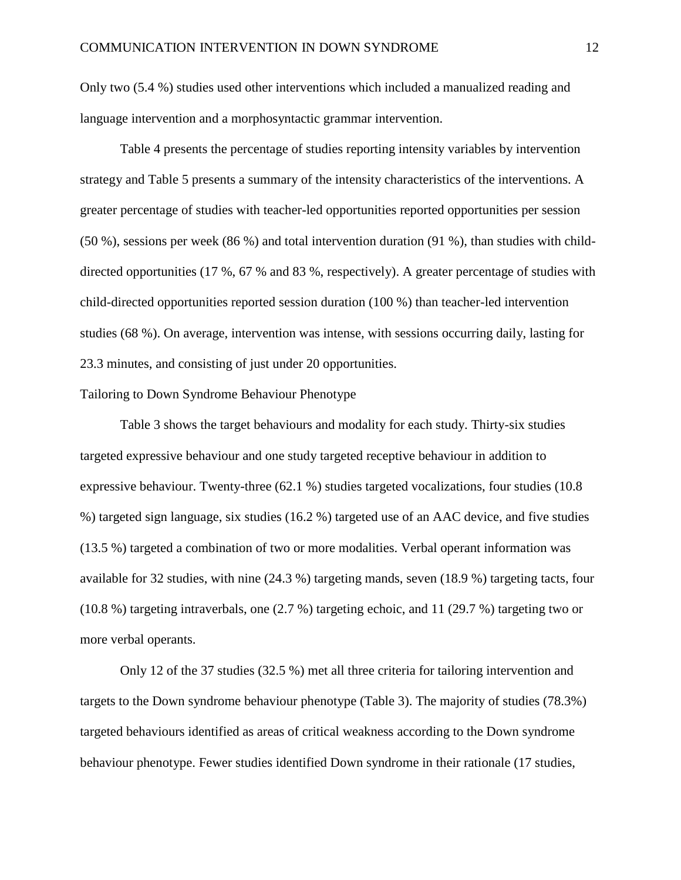Only two (5.4 %) studies used other interventions which included a manualized reading and language intervention and a morphosyntactic grammar intervention.

Table 4 presents the percentage of studies reporting intensity variables by intervention strategy and Table 5 presents a summary of the intensity characteristics of the interventions. A greater percentage of studies with teacher-led opportunities reported opportunities per session (50 %), sessions per week (86 %) and total intervention duration (91 %), than studies with child-directed opportunities (17 %, 67 % and 83 %, respectively). A greater percentage of studies with child-directed opportunities reported session duration (100 %) than teacher-led intervention studies (68 %). On average, intervention was intense, with sessions occurring daily, lasting for 23.3 minutes, and consisting of just under 20 opportunities.

## Tailoring to Down Syndrome Behaviour Phenotype

Table 3 shows the target behaviours and modality for each study. Thirty-six studies targeted expressive behaviour and one study targeted receptive behaviour in addition to expressive behaviour. Twenty-three (62.1 %) studies targeted vocalizations, four studies (10.8 %) targeted sign language, six studies (16.2 %) targeted use of an AAC device, and five studies (13.5 %) targeted a combination of two or more modalities. Verbal operant information was available for 32 studies, with nine (24.3 %) targeting mands, seven (18.9 %) targeting tacts, four (10.8 %) targeting intraverbals, one (2.7 %) targeting echoic, and 11 (29.7 %) targeting two or more verbal operants.

Only 12 of the 37 studies (32.5 %) met all three criteria for tailoring intervention and targets to the Down syndrome behaviour phenotype (Table 3). The majority of studies (78.3%) targeted behaviours identified as areas of critical weakness according to the Down syndrome behaviour phenotype. Fewer studies identified Down syndrome in their rationale (17 studies,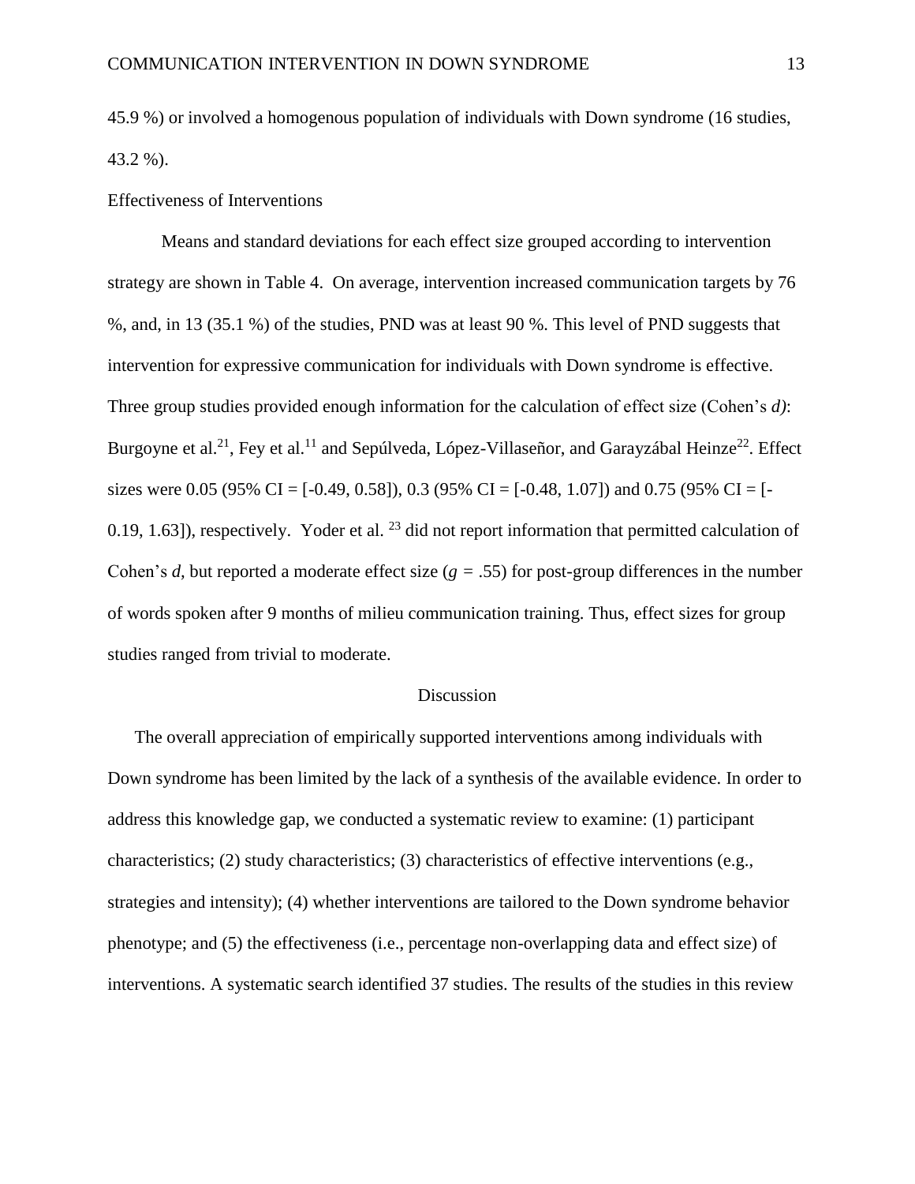45.9 %) or involved a homogenous population of individuals with Down syndrome (16 studies, 43.2 %).

## Effectiveness of Interventions

Means and standard deviations for each effect size grouped according to intervention strategy are shown in Table 4. On average, intervention increased communication targets by 76 %, and, in 13 (35.1 %) of the studies, PND was at least 90 %. This level of PND suggests that intervention for expressive communication for individuals with Down syndrome is effective. Three group studies provided enough information for the calculation of effect size (Cohen's *d)*: Burgoyne et al.[21], Fey et al.[11] and Sepúlveda, López-Villaseñor, and Garayzábal Heinze[22]. Effect sizes were 0.05 (95% CI = [-0.49, 0.58]), 0.3 (95% CI = [-0.48, 1.07]) and 0.75 (95% CI = [-0.19, 1.63]), respectively. Yoder et al. [23] did not report information that permitted calculation of Cohen's *d*, but reported a moderate effect size ($g = .55$) for post-group differences in the number of words spoken after 9 months of milieu communication training. Thus, effect sizes for group studies ranged from trivial to moderate.

# Discussion

The overall appreciation of empirically supported interventions among individuals with Down syndrome has been limited by the lack of a synthesis of the available evidence. In order to address this knowledge gap, we conducted a systematic review to examine: (1) participant characteristics; (2) study characteristics; (3) characteristics of effective interventions (e.g., strategies and intensity); (4) whether interventions are tailored to the Down syndrome behavior phenotype; and (5) the effectiveness (i.e., percentage non-overlapping data and effect size) of interventions. A systematic search identified 37 studies. The results of the studies in this review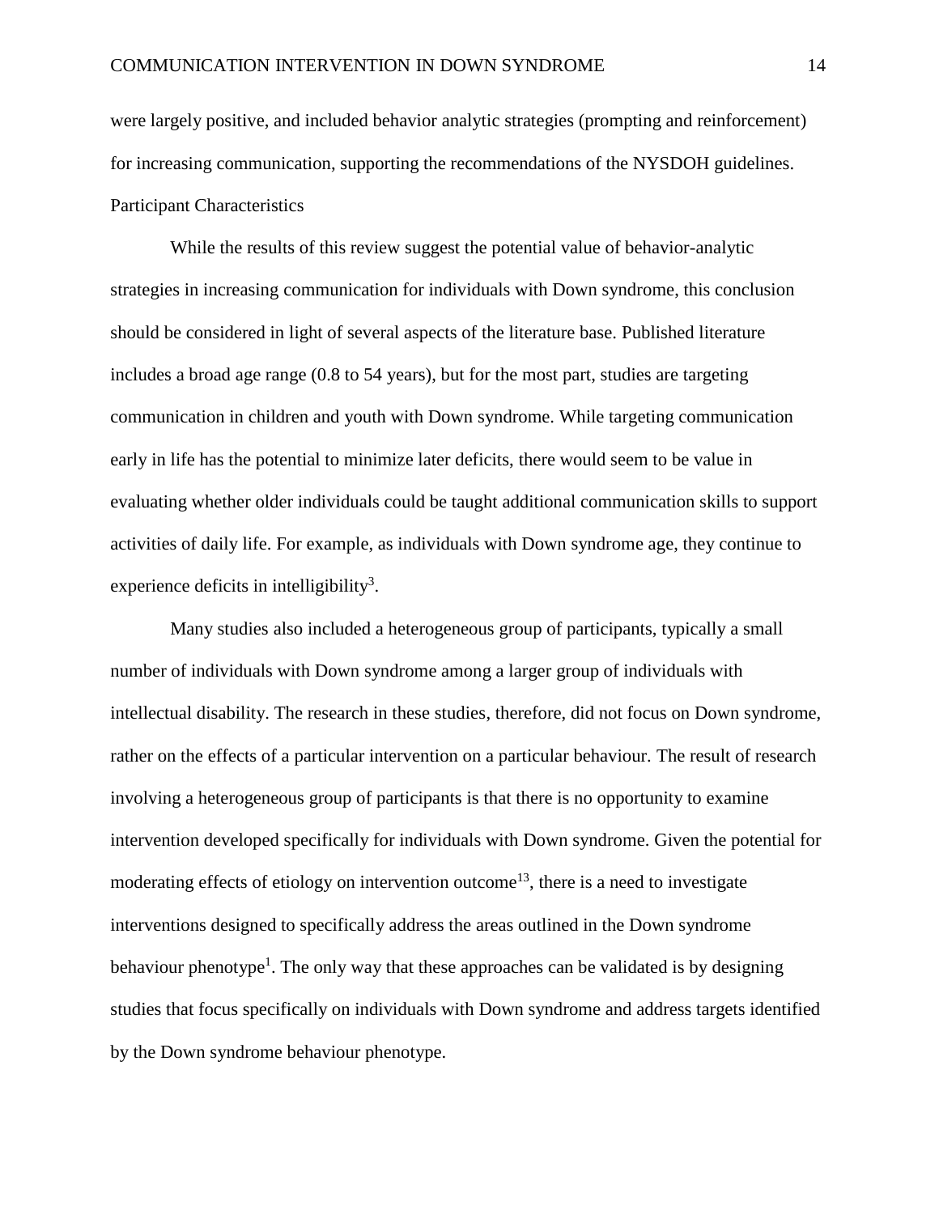were largely positive, and included behavior analytic strategies (prompting and reinforcement) for increasing communication, supporting the recommendations of the NYSDOH guidelines.

## Participant Characteristics

While the results of this review suggest the potential value of behavior-analytic strategies in increasing communication for individuals with Down syndrome, this conclusion should be considered in light of several aspects of the literature base. Published literature includes a broad age range (0.8 to 54 years), but for the most part, studies are targeting communication in children and youth with Down syndrome. While targeting communication early in life has the potential to minimize later deficits, there would seem to be value in evaluating whether older individuals could be taught additional communication skills to support activities of daily life. For example, as individuals with Down syndrome age, they continue to experience deficits in intelligibility[3].

Many studies also included a heterogeneous group of participants, typically a small number of individuals with Down syndrome among a larger group of individuals with intellectual disability. The research in these studies, therefore, did not focus on Down syndrome, rather on the effects of a particular intervention on a particular behaviour. The result of research involving a heterogeneous group of participants is that there is no opportunity to examine intervention developed specifically for individuals with Down syndrome. Given the potential for moderating effects of etiology on intervention outcome[13], there is a need to investigate interventions designed to specifically address the areas outlined in the Down syndrome behaviour phenotype[1]. The only way that these approaches can be validated is by designing studies that focus specifically on individuals with Down syndrome and address targets identified by the Down syndrome behaviour phenotype.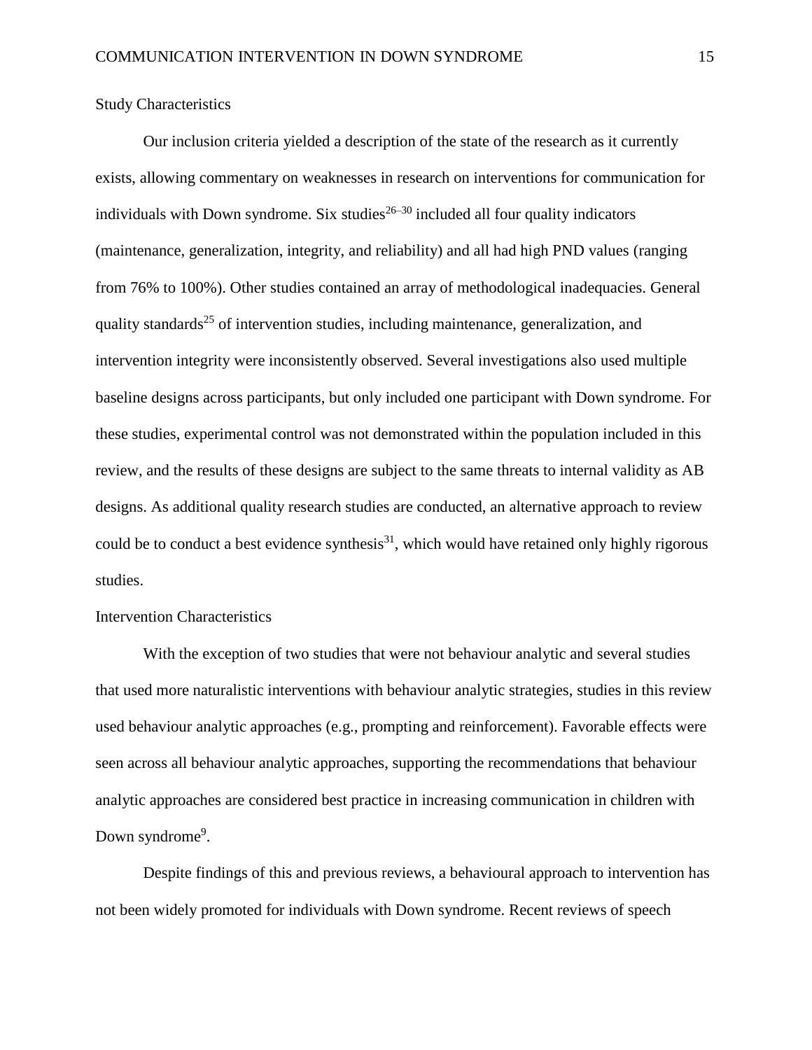## Study Characteristics

Our inclusion criteria yielded a description of the state of the research as it currently exists, allowing commentary on weaknesses in research on interventions for communication for individuals with Down syndrome. Six studies[26–30] included all four quality indicators (maintenance, generalization, integrity, and reliability) and all had high PND values (ranging from 76% to 100%). Other studies contained an array of methodological inadequacies. General quality standards[25] of intervention studies, including maintenance, generalization, and intervention integrity were inconsistently observed. Several investigations also used multiple baseline designs across participants, but only included one participant with Down syndrome. For these studies, experimental control was not demonstrated within the population included in this review, and the results of these designs are subject to the same threats to internal validity as AB designs. As additional quality research studies are conducted, an alternative approach to review could be to conduct a best evidence synthesis[31], which would have retained only highly rigorous studies.

## Intervention Characteristics

With the exception of two studies that were not behaviour analytic and several studies that used more naturalistic interventions with behaviour analytic strategies, studies in this review used behaviour analytic approaches (e.g., prompting and reinforcement). Favorable effects were seen across all behaviour analytic approaches, supporting the recommendations that behaviour analytic approaches are considered best practice in increasing communication in children with Down syndrome[9].

Despite findings of this and previous reviews, a behavioural approach to intervention has not been widely promoted for individuals with Down syndrome. Recent reviews of speech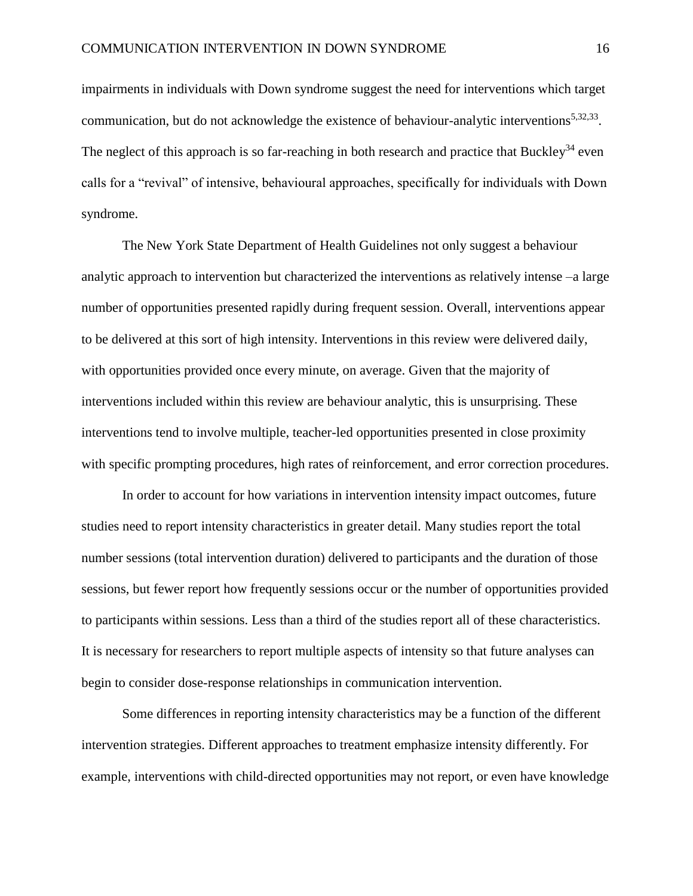impairments in individuals with Down syndrome suggest the need for interventions which target communication, but do not acknowledge the existence of behaviour-analytic interventions[5,32,33]. The neglect of this approach is so far-reaching in both research and practice that Buckley[34] even calls for a "revival" of intensive, behavioural approaches, specifically for individuals with Down syndrome.

The New York State Department of Health Guidelines not only suggest a behaviour analytic approach to intervention but characterized the interventions as relatively intense –a large number of opportunities presented rapidly during frequent session. Overall, interventions appear to be delivered at this sort of high intensity. Interventions in this review were delivered daily, with opportunities provided once every minute, on average. Given that the majority of interventions included within this review are behaviour analytic, this is unsurprising. These interventions tend to involve multiple, teacher-led opportunities presented in close proximity with specific prompting procedures, high rates of reinforcement, and error correction procedures.

In order to account for how variations in intervention intensity impact outcomes, future studies need to report intensity characteristics in greater detail. Many studies report the total number sessions (total intervention duration) delivered to participants and the duration of those sessions, but fewer report how frequently sessions occur or the number of opportunities provided to participants within sessions. Less than a third of the studies report all of these characteristics. It is necessary for researchers to report multiple aspects of intensity so that future analyses can begin to consider dose-response relationships in communication intervention.

Some differences in reporting intensity characteristics may be a function of the different intervention strategies. Different approaches to treatment emphasize intensity differently. For example, interventions with child-directed opportunities may not report, or even have knowledge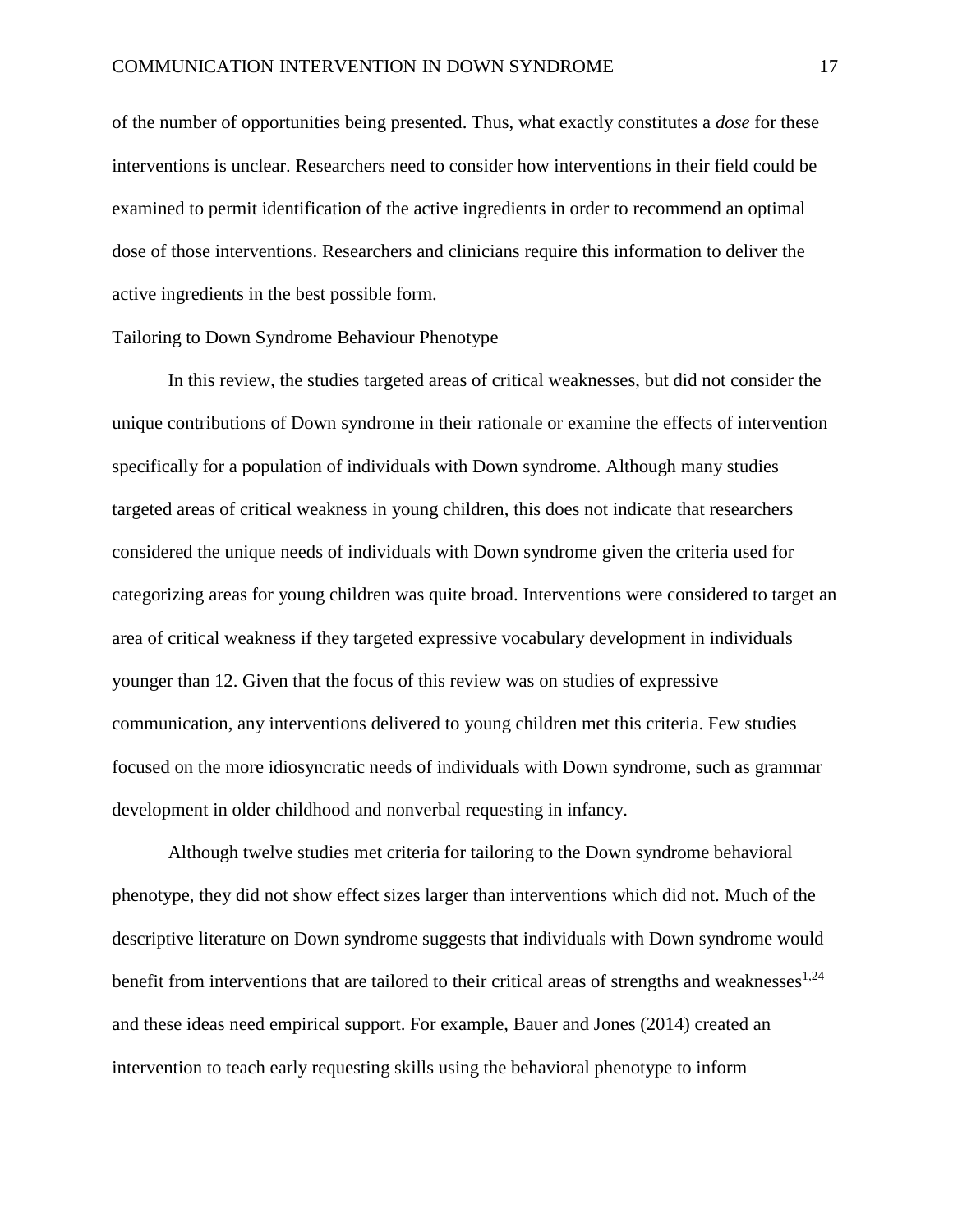of the number of opportunities being presented. Thus, what exactly constitutes a *dose* for these interventions is unclear. Researchers need to consider how interventions in their field could be examined to permit identification of the active ingredients in order to recommend an optimal dose of those interventions. Researchers and clinicians require this information to deliver the active ingredients in the best possible form.

## Tailoring to Down Syndrome Behaviour Phenotype

In this review, the studies targeted areas of critical weaknesses, but did not consider the unique contributions of Down syndrome in their rationale or examine the effects of intervention specifically for a population of individuals with Down syndrome. Although many studies targeted areas of critical weakness in young children, this does not indicate that researchers considered the unique needs of individuals with Down syndrome given the criteria used for categorizing areas for young children was quite broad. Interventions were considered to target an area of critical weakness if they targeted expressive vocabulary development in individuals younger than 12. Given that the focus of this review was on studies of expressive communication, any interventions delivered to young children met this criteria. Few studies focused on the more idiosyncratic needs of individuals with Down syndrome, such as grammar development in older childhood and nonverbal requesting in infancy.

Although twelve studies met criteria for tailoring to the Down syndrome behavioral phenotype, they did not show effect sizes larger than interventions which did not. Much of the descriptive literature on Down syndrome suggests that individuals with Down syndrome would benefit from interventions that are tailored to their critical areas of strengths and weaknesses[1,24] and these ideas need empirical support. For example, Bauer and Jones (2014) created an intervention to teach early requesting skills using the behavioral phenotype to inform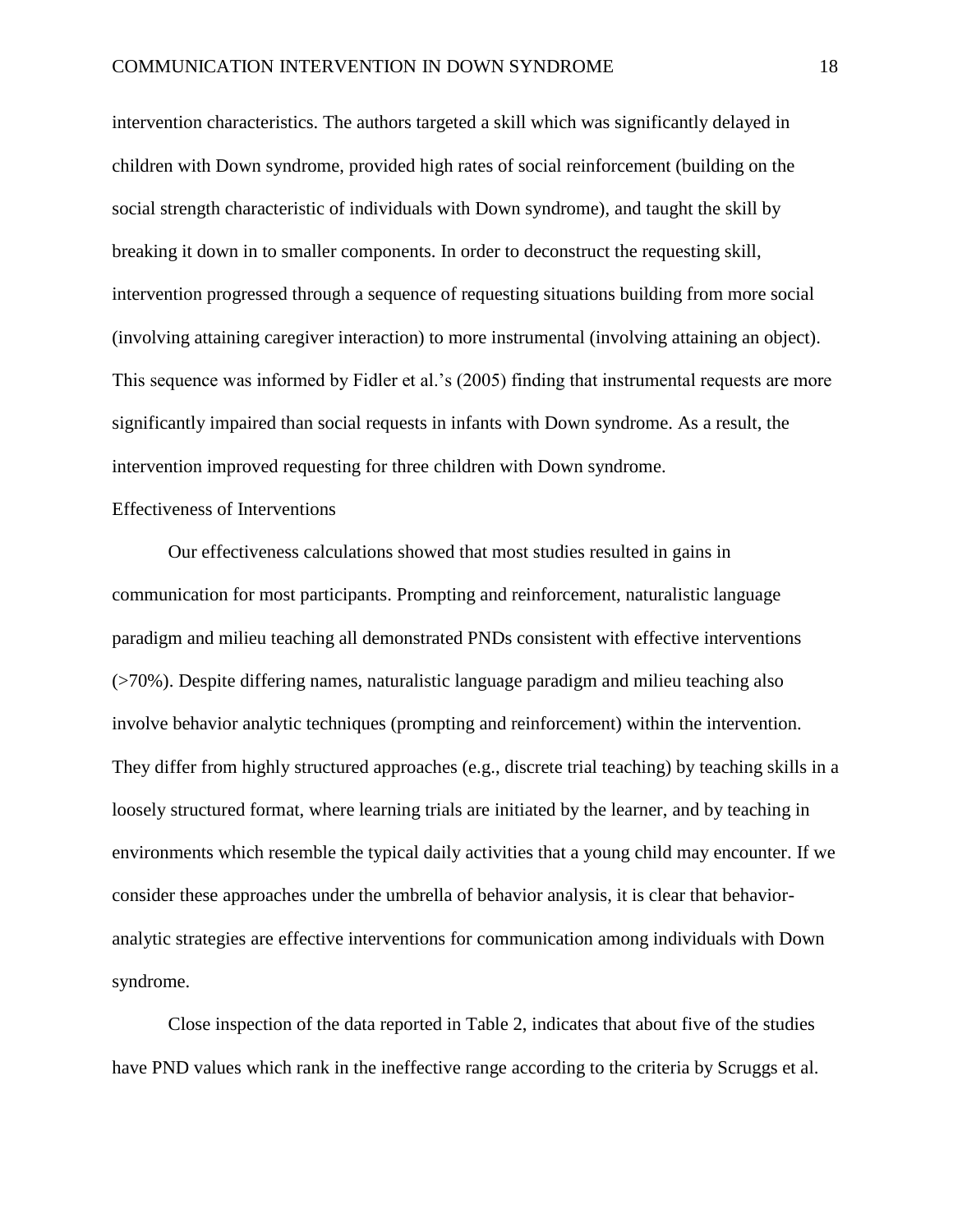intervention characteristics. The authors targeted a skill which was significantly delayed in children with Down syndrome, provided high rates of social reinforcement (building on the social strength characteristic of individuals with Down syndrome), and taught the skill by breaking it down in to smaller components. In order to deconstruct the requesting skill, intervention progressed through a sequence of requesting situations building from more social (involving attaining caregiver interaction) to more instrumental (involving attaining an object). This sequence was informed by Fidler et al.'s (2005) finding that instrumental requests are more significantly impaired than social requests in infants with Down syndrome. As a result, the intervention improved requesting for three children with Down syndrome.

## Effectiveness of Interventions

Our effectiveness calculations showed that most studies resulted in gains in communication for most participants. Prompting and reinforcement, naturalistic language paradigm and milieu teaching all demonstrated PNDs consistent with effective interventions (>70%). Despite differing names, naturalistic language paradigm and milieu teaching also involve behavior analytic techniques (prompting and reinforcement) within the intervention. They differ from highly structured approaches (e.g., discrete trial teaching) by teaching skills in a loosely structured format, where learning trials are initiated by the learner, and by teaching in environments which resemble the typical daily activities that a young child may encounter. If we consider these approaches under the umbrella of behavior analysis, it is clear that behavior-analytic strategies are effective interventions for communication among individuals with Down syndrome.

Close inspection of the data reported in Table 2, indicates that about five of the studies have PND values which rank in the ineffective range according to the criteria by Scruggs et al.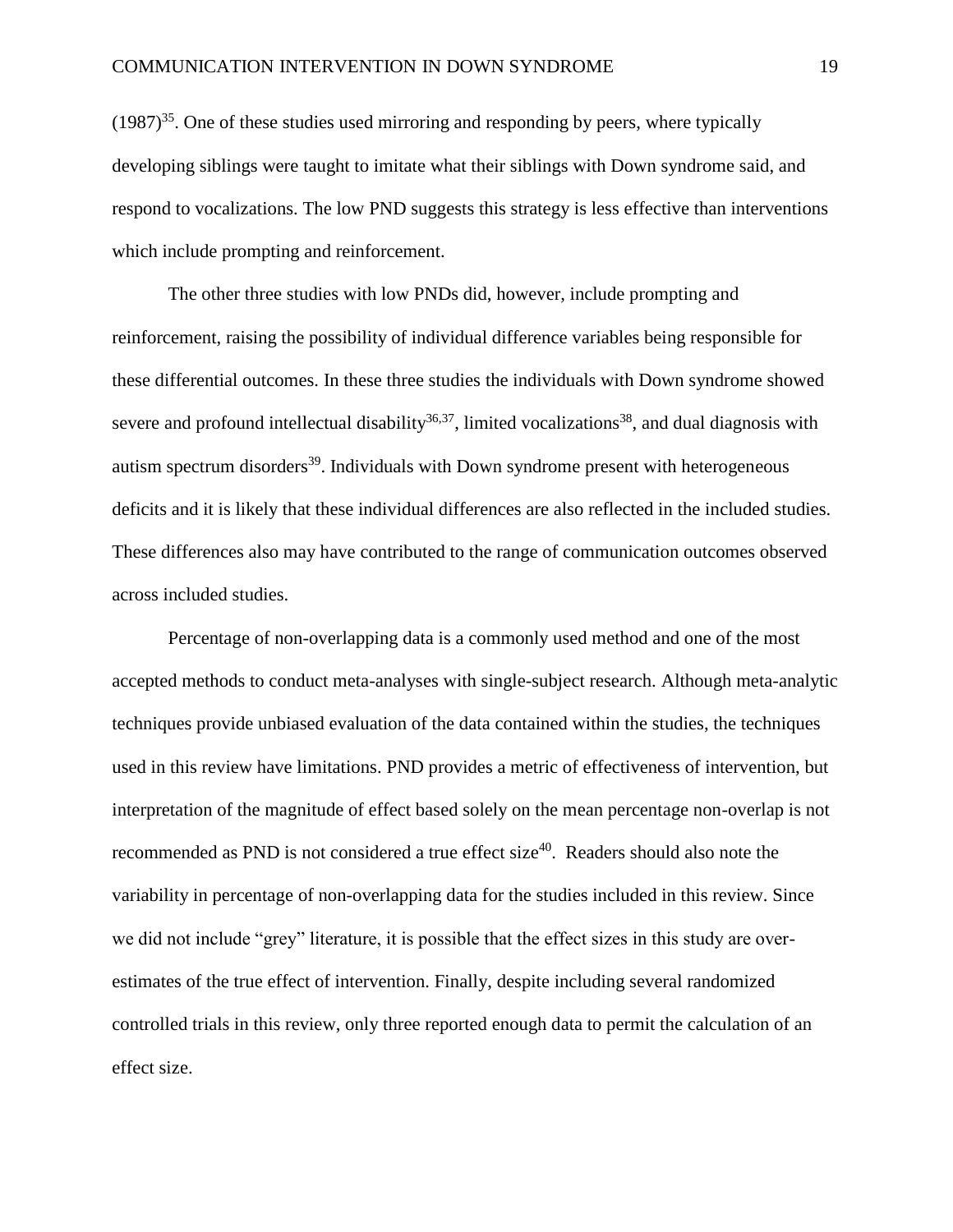(1987)[35]. One of these studies used mirroring and responding by peers, where typically developing siblings were taught to imitate what their siblings with Down syndrome said, and respond to vocalizations. The low PND suggests this strategy is less effective than interventions which include prompting and reinforcement.

The other three studies with low PNDs did, however, include prompting and reinforcement, raising the possibility of individual difference variables being responsible for these differential outcomes. In these three studies the individuals with Down syndrome showed severe and profound intellectual disability[36,37], limited vocalizations[38], and dual diagnosis with autism spectrum disorders[39]. Individuals with Down syndrome present with heterogeneous deficits and it is likely that these individual differences are also reflected in the included studies. These differences also may have contributed to the range of communication outcomes observed across included studies.

Percentage of non-overlapping data is a commonly used method and one of the most accepted methods to conduct meta-analyses with single-subject research. Although meta-analytic techniques provide unbiased evaluation of the data contained within the studies, the techniques used in this review have limitations. PND provides a metric of effectiveness of intervention, but interpretation of the magnitude of effect based solely on the mean percentage non-overlap is not recommended as PND is not considered a true effect size[40]. Readers should also note the variability in percentage of non-overlapping data for the studies included in this review. Since we did not include "grey" literature, it is possible that the effect sizes in this study are over-estimates of the true effect of intervention. Finally, despite including several randomized controlled trials in this review, only three reported enough data to permit the calculation of an effect size.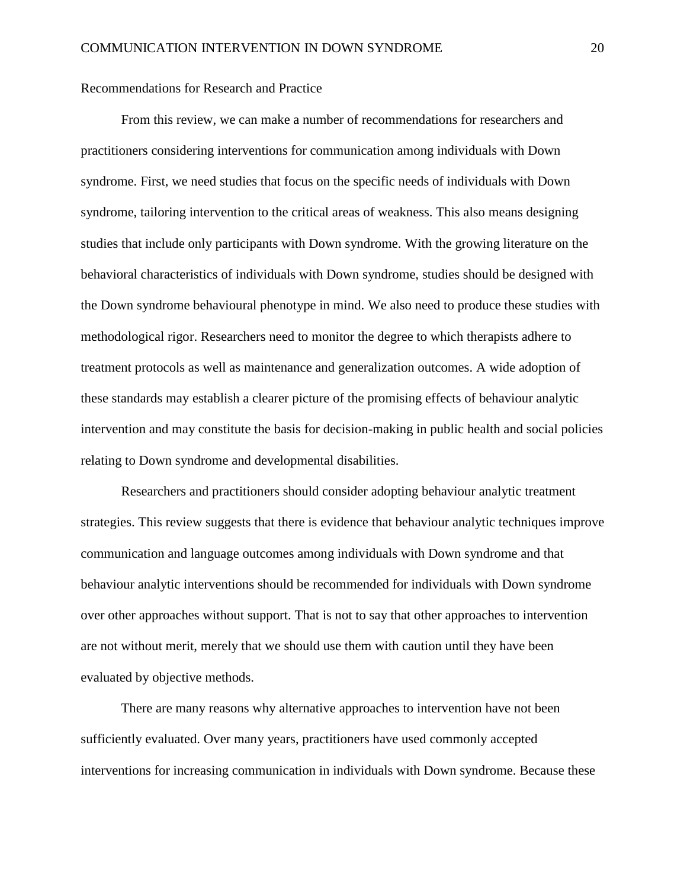## Recommendations for Research and Practice

From this review, we can make a number of recommendations for researchers and practitioners considering interventions for communication among individuals with Down syndrome. First, we need studies that focus on the specific needs of individuals with Down syndrome, tailoring intervention to the critical areas of weakness. This also means designing studies that include only participants with Down syndrome. With the growing literature on the behavioral characteristics of individuals with Down syndrome, studies should be designed with the Down syndrome behavioural phenotype in mind. We also need to produce these studies with methodological rigor. Researchers need to monitor the degree to which therapists adhere to treatment protocols as well as maintenance and generalization outcomes. A wide adoption of these standards may establish a clearer picture of the promising effects of behaviour analytic intervention and may constitute the basis for decision-making in public health and social policies relating to Down syndrome and developmental disabilities.

Researchers and practitioners should consider adopting behaviour analytic treatment strategies. This review suggests that there is evidence that behaviour analytic techniques improve communication and language outcomes among individuals with Down syndrome and that behaviour analytic interventions should be recommended for individuals with Down syndrome over other approaches without support. That is not to say that other approaches to intervention are not without merit, merely that we should use them with caution until they have been evaluated by objective methods.

There are many reasons why alternative approaches to intervention have not been sufficiently evaluated. Over many years, practitioners have used commonly accepted interventions for increasing communication in individuals with Down syndrome. Because these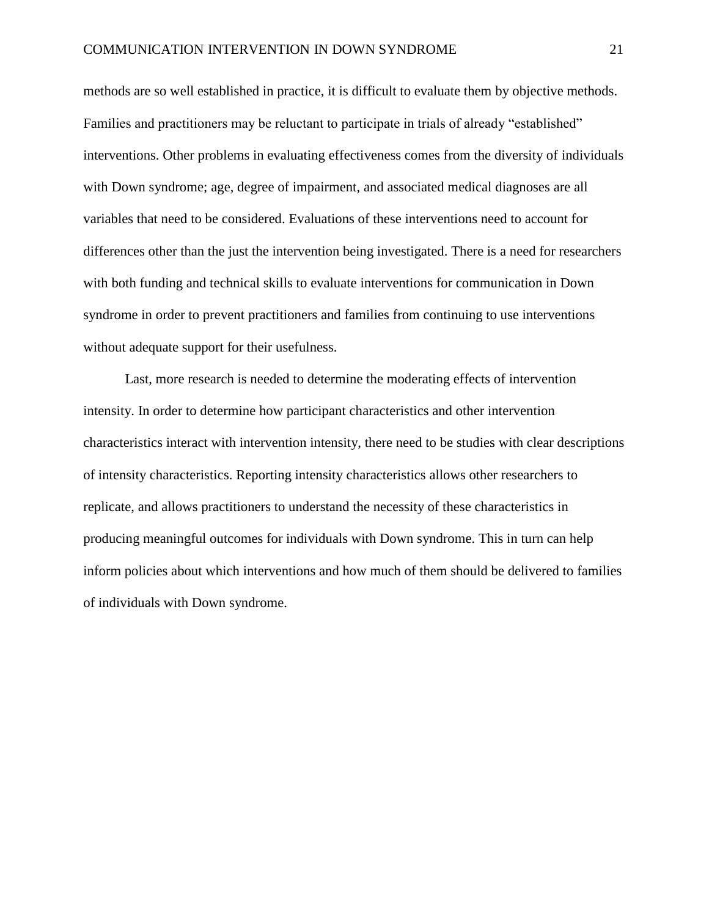methods are so well established in practice, it is difficult to evaluate them by objective methods. Families and practitioners may be reluctant to participate in trials of already "established" interventions. Other problems in evaluating effectiveness comes from the diversity of individuals with Down syndrome; age, degree of impairment, and associated medical diagnoses are all variables that need to be considered. Evaluations of these interventions need to account for differences other than the just the intervention being investigated. There is a need for researchers with both funding and technical skills to evaluate interventions for communication in Down syndrome in order to prevent practitioners and families from continuing to use interventions without adequate support for their usefulness.

Last, more research is needed to determine the moderating effects of intervention intensity. In order to determine how participant characteristics and other intervention characteristics interact with intervention intensity, there need to be studies with clear descriptions of intensity characteristics. Reporting intensity characteristics allows other researchers to replicate, and allows practitioners to understand the necessity of these characteristics in producing meaningful outcomes for individuals with Down syndrome. This in turn can help inform policies about which interventions and how much of them should be delivered to families of individuals with Down syndrome.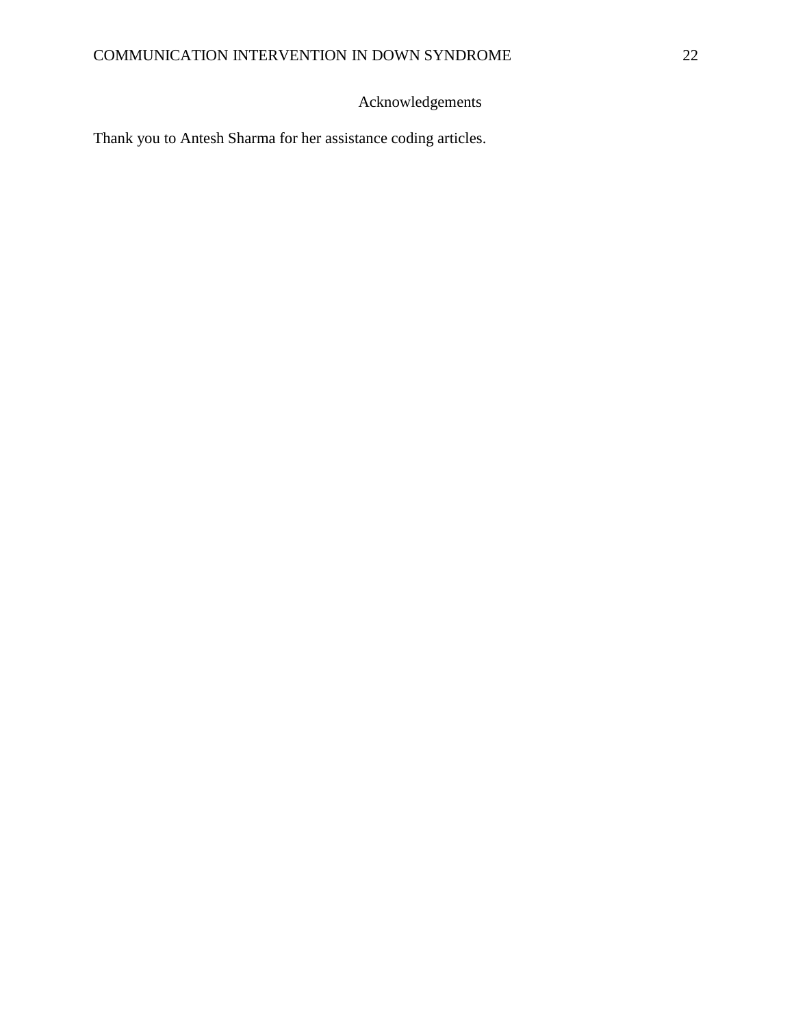# Acknowledgements

Thank you to Antesh Sharma for her assistance coding articles.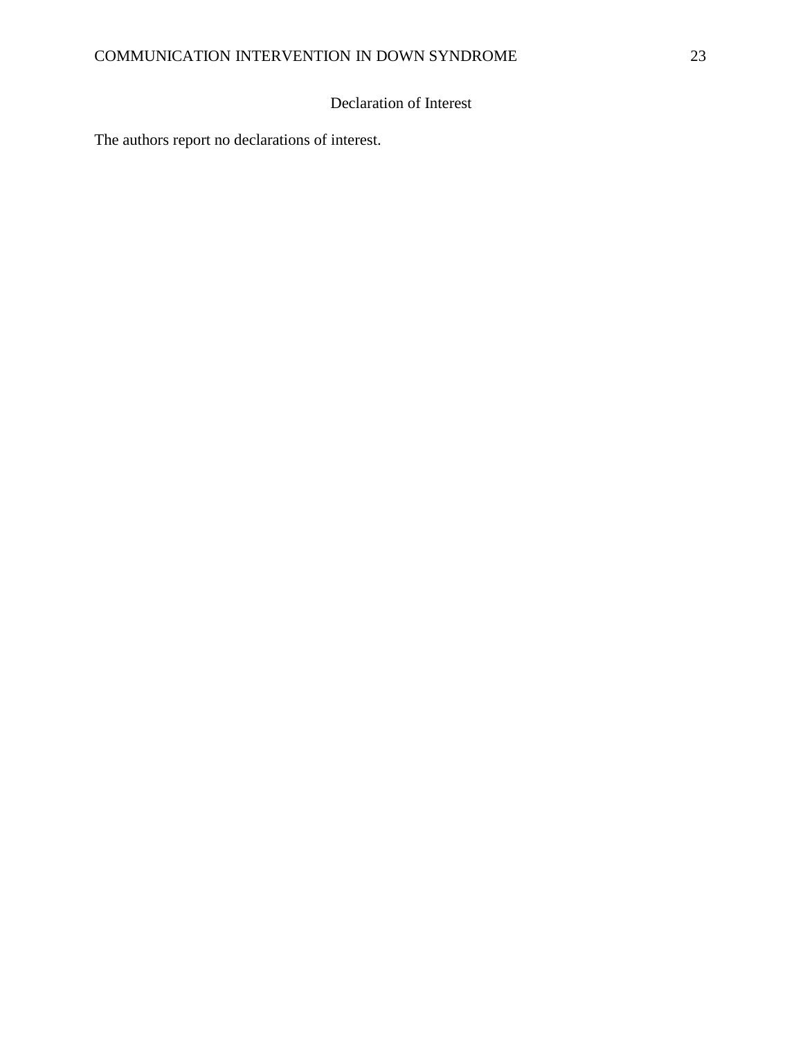## Declaration of Interest

The authors report no declarations of interest.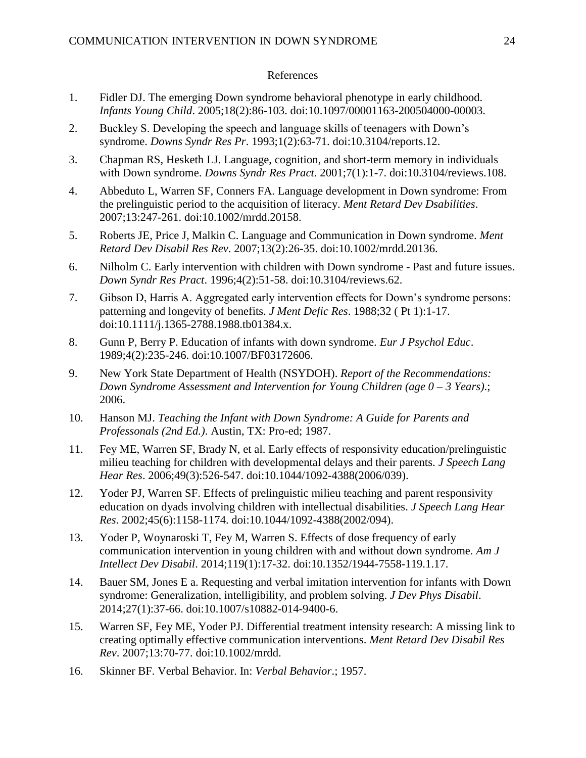References

1. Fidler DJ. The emerging Down syndrome behavioral phenotype in early childhood. *Infants Young Child*. 2005;18(2):86-103. doi:10.1097/00001163-200504000-00003.
2. Buckley S. Developing the speech and language skills of teenagers with Down's syndrome. *Downs Syndr Res Pr*. 1993;1(2):63-71. doi:10.3104/reports.12.
3. Chapman RS, Hesketh LJ. Language, cognition, and short-term memory in individuals with Down syndrome. *Downs Syndr Res Pract*. 2001;7(1):1-7. doi:10.3104/reviews.108.
4. Abbeduto L, Warren SF, Conners FA. Language development in Down syndrome: From the prelinguistic period to the acquisition of literacy. *Ment Retard Dev Dsabilities*. 2007;13:247-261. doi:10.1002/mrdd.20158.
5. Roberts JE, Price J, Malkin C. Language and Communication in Down syndrome. *Ment Retard Dev Disabil Res Rev*. 2007;13(2):26-35. doi:10.1002/mrdd.20136.
6. Nilholm C. Early intervention with children with Down syndrome - Past and future issues. *Down Syndr Res Pract*. 1996;4(2):51-58. doi:10.3104/reviews.62.
7. Gibson D, Harris A. Aggregated early intervention effects for Down's syndrome persons: patterning and longevity of benefits. *J Ment Defic Res*. 1988;32 ( Pt 1):1-17. doi:10.1111/j.1365-2788.1988.tb01384.x.
8. Gunn P, Berry P. Education of infants with down syndrome. *Eur J Psychol Educ*. 1989;4(2):235-246. doi:10.1007/BF03172606.
9. New York State Department of Health (NSYDOH). *Report of the Recommendations: Down Syndrome Assessment and Intervention for Young Children (age 0 – 3 Years).*; 2006.
10. Hanson MJ. *Teaching the Infant with Down Syndrome: A Guide for Parents and Professonals (2nd Ed.)*. Austin, TX: Pro-ed; 1987.
11. Fey ME, Warren SF, Brady N, et al. Early effects of responsivity education/prelinguistic milieu teaching for children with developmental delays and their parents. *J Speech Lang Hear Res*. 2006;49(3):526-547. doi:10.1044/1092-4388(2006/039).
12. Yoder PJ, Warren SF. Effects of prelinguistic milieu teaching and parent responsivity education on dyads involving children with intellectual disabilities. *J Speech Lang Hear Res*. 2002;45(6):1158-1174. doi:10.1044/1092-4388(2002/094).
13. Yoder P, Woynaroski T, Fey M, Warren S. Effects of dose frequency of early communication intervention in young children with and without down syndrome. *Am J Intellect Dev Disabil*. 2014;119(1):17-32. doi:10.1352/1944-7558-119.1.17.
14. Bauer SM, Jones E a. Requesting and verbal imitation intervention for infants with Down syndrome: Generalization, intelligibility, and problem solving. *J Dev Phys Disabil*. 2014;27(1):37-66. doi:10.1007/s10882-014-9400-6.
15. Warren SF, Fey ME, Yoder PJ. Differential treatment intensity research: A missing link to creating optimally effective communication interventions. *Ment Retard Dev Disabil Res Rev*. 2007;13:70-77. doi:10.1002/mrdd.
16. Skinner BF. Verbal Behavior. In: *Verbal Behavior*.; 1957.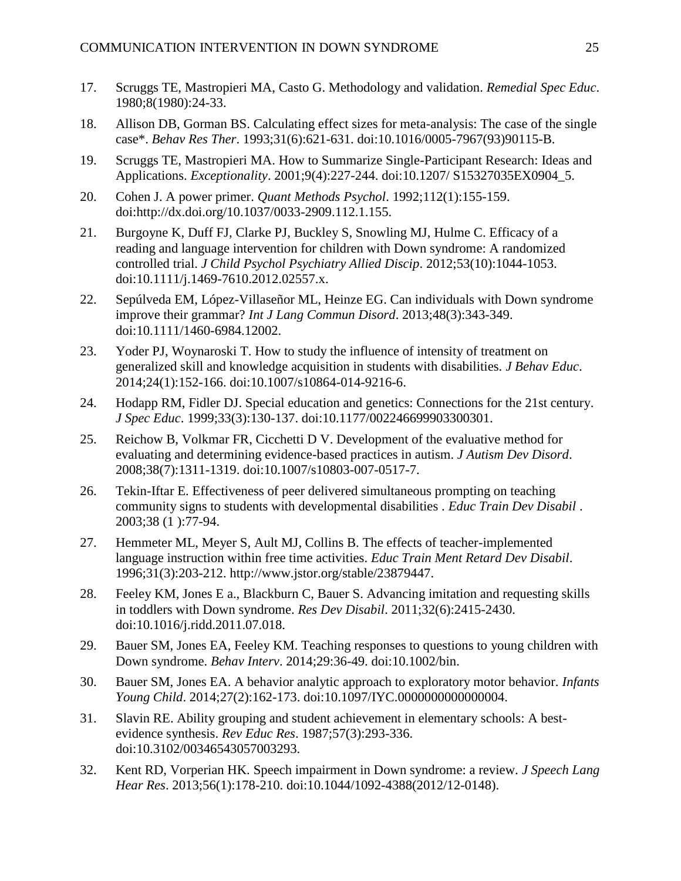17. Scruggs TE, Mastropieri MA, Casto G. Methodology and validation. *Remedial Spec Educ*. 1980;8(1980):24-33.

18. Allison DB, Gorman BS. Calculating effect sizes for meta-analysis: The case of the single case*. *Behav Res Ther*. 1993;31(6):621-631. doi:10.1016/0005-7967(93)90115-B.

19. Scruggs TE, Mastropieri MA. How to Summarize Single-Participant Research: Ideas and Applications. *Exceptionality*. 2001;9(4):227-244. doi:10.1207/ S15327035EX0904_5.

20. Cohen J. A power primer. *Quant Methods Psychol*. 1992;112(1):155-159. doi:http://dx.doi.org/10.1037/0033-2909.112.1.155.

21. Burgoyne K, Duff FJ, Clarke PJ, Buckley S, Snowling MJ, Hulme C. Efficacy of a reading and language intervention for children with Down syndrome: A randomized controlled trial. *J Child Psychol Psychiatry Allied Discip*. 2012;53(10):1044-1053. doi:10.1111/j.1469-7610.2012.02557.x.

22. Sepúlveda EM, López-Villaseñor ML, Heinze EG. Can individuals with Down syndrome improve their grammar? *Int J Lang Commun Disord*. 2013;48(3):343-349. doi:10.1111/1460-6984.12002.

23. Yoder PJ, Woynaroski T. How to study the influence of intensity of treatment on generalized skill and knowledge acquisition in students with disabilities. *J Behav Educ*. 2014;24(1):152-166. doi:10.1007/s10864-014-9216-6.

24. Hodapp RM, Fidler DJ. Special education and genetics: Connections for the 21st century. *J Spec Educ*. 1999;33(3):130-137. doi:10.1177/002246699903300301.

25. Reichow B, Volkmar FR, Cicchetti D V. Development of the evaluative method for evaluating and determining evidence-based practices in autism. *J Autism Dev Disord*. 2008;38(7):1311-1319. doi:10.1007/s10803-007-0517-7.

26. Tekin-Iftar E. Effectiveness of peer delivered simultaneous prompting on teaching community signs to students with developmental disabilities . *Educ Train Dev Disabil* . 2003;38 (1 ):77-94.

27. Hemmeter ML, Meyer S, Ault MJ, Collins B. The effects of teacher-implemented language instruction within free time activities. *Educ Train Ment Retard Dev Disabil*. 1996;31(3):203-212. http://www.jstor.org/stable/23879447.

28. Feeley KM, Jones E a., Blackburn C, Bauer S. Advancing imitation and requesting skills in toddlers with Down syndrome. *Res Dev Disabil*. 2011;32(6):2415-2430. doi:10.1016/j.ridd.2011.07.018.

29. Bauer SM, Jones EA, Feeley KM. Teaching responses to questions to young children with Down syndrome. *Behav Interv*. 2014;29:36-49. doi:10.1002/bin.

30. Bauer SM, Jones EA. A behavior analytic approach to exploratory motor behavior. *Infants Young Child*. 2014;27(2):162-173. doi:10.1097/IYC.0000000000000004.

31. Slavin RE. Ability grouping and student achievement in elementary schools: A best-evidence synthesis. *Rev Educ Res*. 1987;57(3):293-336. doi:10.3102/00346543057003293.

32. Kent RD, Vorperian HK. Speech impairment in Down syndrome: a review. *J Speech Lang Hear Res*. 2013;56(1):178-210. doi:10.1044/1092-4388(2012/12-0148).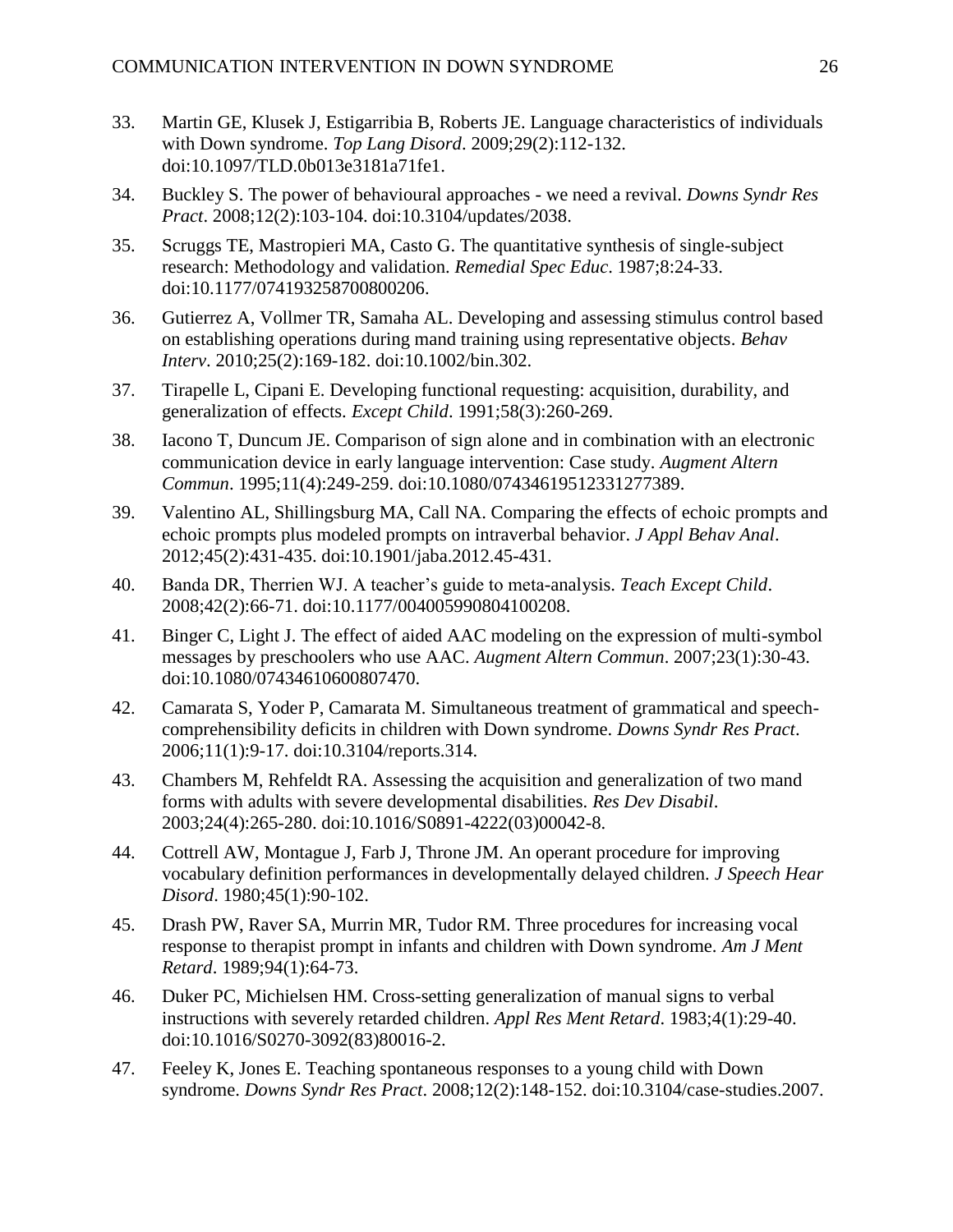33. Martin GE, Klusek J, Estigarribia B, Roberts JE. Language characteristics of individuals with Down syndrome. *Top Lang Disord*. 2009;29(2):112-132. doi:10.1097/TLD.0b013e3181a71fe1.

34. Buckley S. The power of behavioural approaches - we need a revival. *Downs Syndr Res Pract*. 2008;12(2):103-104. doi:10.3104/updates/2038.

35. Scruggs TE, Mastropieri MA, Casto G. The quantitative synthesis of single-subject research: Methodology and validation. *Remedial Spec Educ*. 1987;8:24-33. doi:10.1177/074193258700800206.

36. Gutierrez A, Vollmer TR, Samaha AL. Developing and assessing stimulus control based on establishing operations during mand training using representative objects. *Behav Interv*. 2010;25(2):169-182. doi:10.1002/bin.302.

37. Tirapelle L, Cipani E. Developing functional requesting: acquisition, durability, and generalization of effects. *Except Child*. 1991;58(3):260-269.

38. Iacono T, Duncum JE. Comparison of sign alone and in combination with an electronic communication device in early language intervention: Case study. *Augment Altern Commun*. 1995;11(4):249-259. doi:10.1080/07434619512331277389.

39. Valentino AL, Shillingsburg MA, Call NA. Comparing the effects of echoic prompts and echoic prompts plus modeled prompts on intraverbal behavior. *J Appl Behav Anal*. 2012;45(2):431-435. doi:10.1901/jaba.2012.45-431.

40. Banda DR, Therrien WJ. A teacher's guide to meta-analysis. *Teach Except Child*. 2008;42(2):66-71. doi:10.1177/004005990804100208.

41. Binger C, Light J. The effect of aided AAC modeling on the expression of multi-symbol messages by preschoolers who use AAC. *Augment Altern Commun*. 2007;23(1):30-43. doi:10.1080/07434610600807470.

42. Camarata S, Yoder P, Camarata M. Simultaneous treatment of grammatical and speech-comprehensibility deficits in children with Down syndrome. *Downs Syndr Res Pract*. 2006;11(1):9-17. doi:10.3104/reports.314.

43. Chambers M, Rehfeldt RA. Assessing the acquisition and generalization of two mand forms with adults with severe developmental disabilities. *Res Dev Disabil*. 2003;24(4):265-280. doi:10.1016/S0891-4222(03)00042-8.

44. Cottrell AW, Montague J, Farb J, Throne JM. An operant procedure for improving vocabulary definition performances in developmentally delayed children. *J Speech Hear Disord*. 1980;45(1):90-102.

45. Drash PW, Raver SA, Murrin MR, Tudor RM. Three procedures for increasing vocal response to therapist prompt in infants and children with Down syndrome. *Am J Ment Retard*. 1989;94(1):64-73.

46. Duker PC, Michielsen HM. Cross-setting generalization of manual signs to verbal instructions with severely retarded children. *Appl Res Ment Retard*. 1983;4(1):29-40. doi:10.1016/S0270-3092(83)80016-2.

47. Feeley K, Jones E. Teaching spontaneous responses to a young child with Down syndrome. *Downs Syndr Res Pract*. 2008;12(2):148-152. doi:10.3104/case-studies.2007.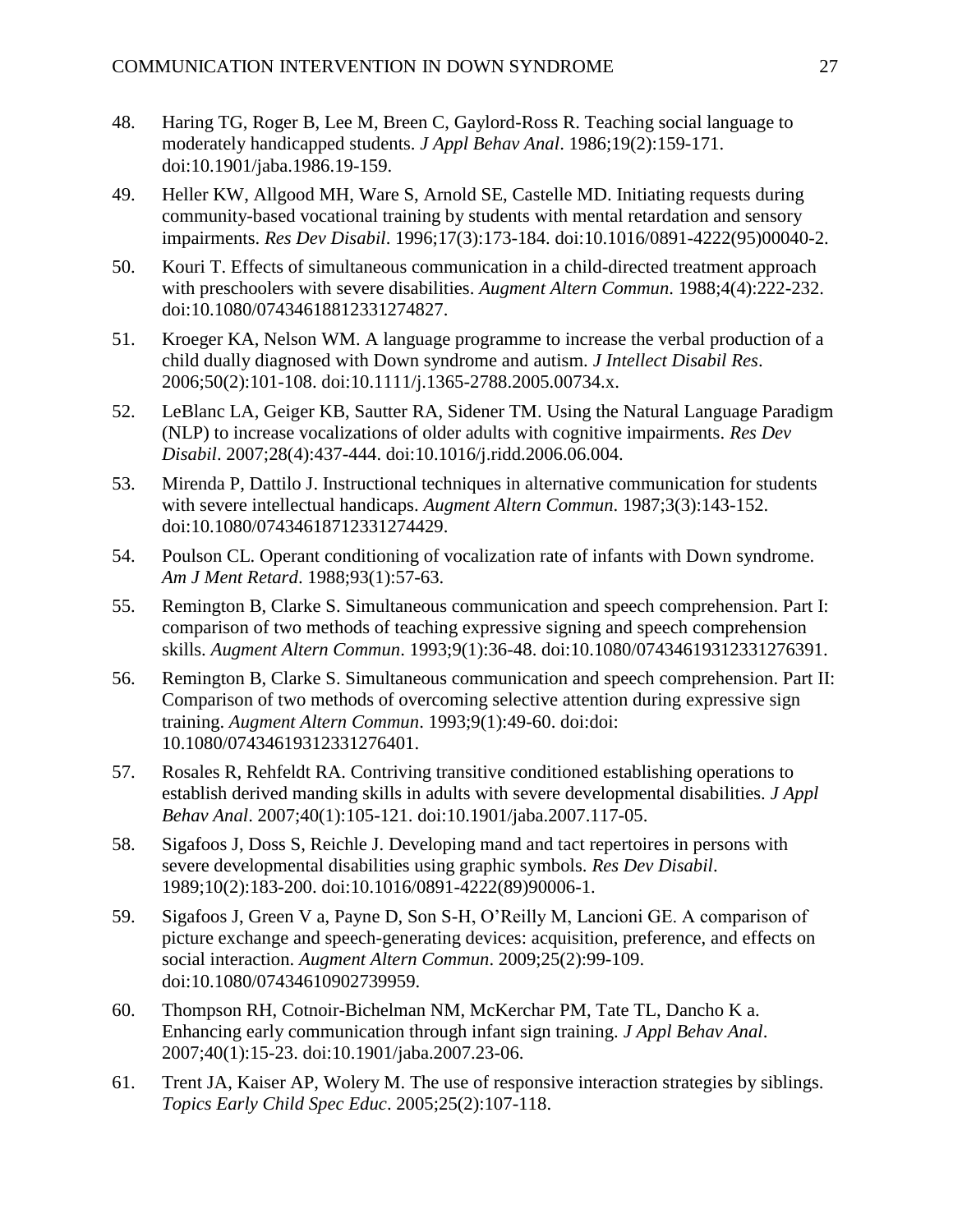48. Haring TG, Roger B, Lee M, Breen C, Gaylord-Ross R. Teaching social language to moderately handicapped students. *J Appl Behav Anal*. 1986;19(2):159-171. doi:10.1901/jaba.1986.19-159.

49. Heller KW, Allgood MH, Ware S, Arnold SE, Castelle MD. Initiating requests during community-based vocational training by students with mental retardation and sensory impairments. *Res Dev Disabil*. 1996;17(3):173-184. doi:10.1016/0891-4222(95)00040-2.

50. Kouri T. Effects of simultaneous communication in a child-directed treatment approach with preschoolers with severe disabilities. *Augment Altern Commun*. 1988;4(4):222-232. doi:10.1080/07434618812331274827.

51. Kroeger KA, Nelson WM. A language programme to increase the verbal production of a child dually diagnosed with Down syndrome and autism. *J Intellect Disabil Res*. 2006;50(2):101-108. doi:10.1111/j.1365-2788.2005.00734.x.

52. LeBlanc LA, Geiger KB, Sautter RA, Sidener TM. Using the Natural Language Paradigm (NLP) to increase vocalizations of older adults with cognitive impairments. *Res Dev Disabil*. 2007;28(4):437-444. doi:10.1016/j.ridd.2006.06.004.

53. Mirenda P, Dattilo J. Instructional techniques in alternative communication for students with severe intellectual handicaps. *Augment Altern Commun*. 1987;3(3):143-152. doi:10.1080/07434618712331274429.

54. Poulson CL. Operant conditioning of vocalization rate of infants with Down syndrome. *Am J Ment Retard*. 1988;93(1):57-63.

55. Remington B, Clarke S. Simultaneous communication and speech comprehension. Part I: comparison of two methods of teaching expressive signing and speech comprehension skills. *Augment Altern Commun*. 1993;9(1):36-48. doi:10.1080/07434619312331276391.

56. Remington B, Clarke S. Simultaneous communication and speech comprehension. Part II: Comparison of two methods of overcoming selective attention during expressive sign training. *Augment Altern Commun*. 1993;9(1):49-60. doi:doi: 10.1080/07434619312331276401.

57. Rosales R, Rehfeldt RA. Contriving transitive conditioned establishing operations to establish derived manding skills in adults with severe developmental disabilities. *J Appl Behav Anal*. 2007;40(1):105-121. doi:10.1901/jaba.2007.117-05.

58. Sigafoos J, Doss S, Reichle J. Developing mand and tact repertoires in persons with severe developmental disabilities using graphic symbols. *Res Dev Disabil*. 1989;10(2):183-200. doi:10.1016/0891-4222(89)90006-1.

59. Sigafoos J, Green V a, Payne D, Son S-H, O'Reilly M, Lancioni GE. A comparison of picture exchange and speech-generating devices: acquisition, preference, and effects on social interaction. *Augment Altern Commun*. 2009;25(2):99-109. doi:10.1080/07434610902739959.

60. Thompson RH, Cotnoir-Bichelman NM, McKerchar PM, Tate TL, Dancho K a. Enhancing early communication through infant sign training. *J Appl Behav Anal*. 2007;40(1):15-23. doi:10.1901/jaba.2007.23-06.

61. Trent JA, Kaiser AP, Wolery M. The use of responsive interaction strategies by siblings. *Topics Early Child Spec Educ*. 2005;25(2):107-118.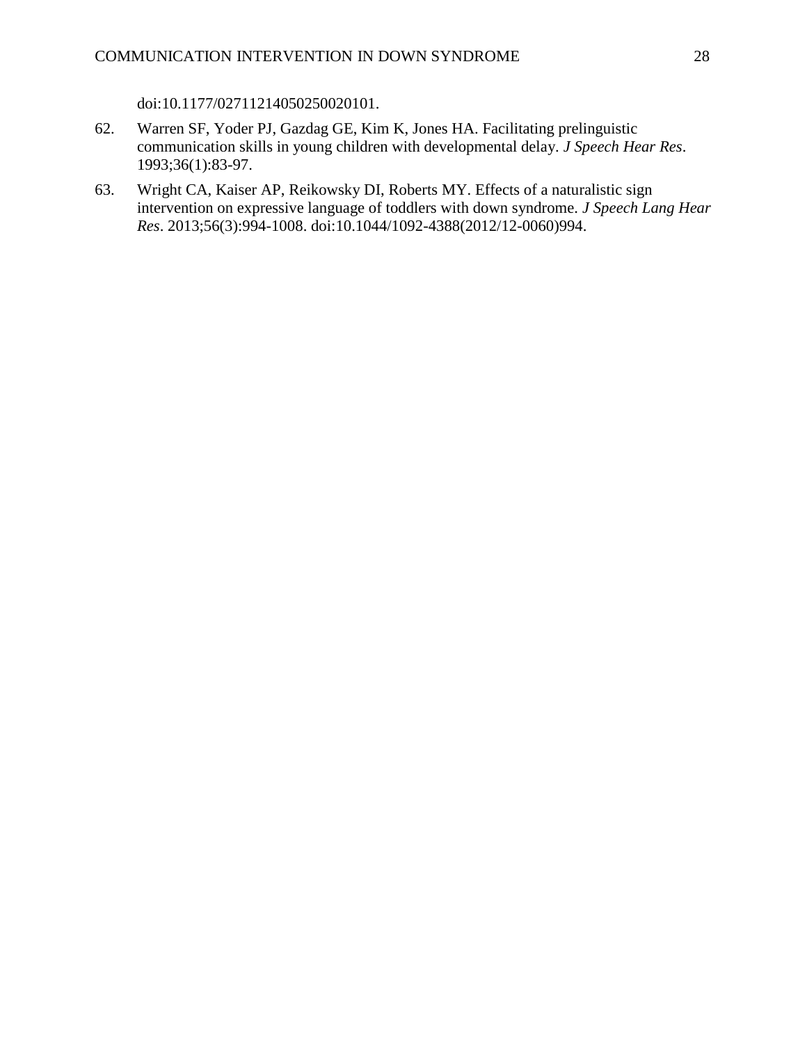doi:10.1177/02711214050250020101.

62. Warren SF, Yoder PJ, Gazdag GE, Kim K, Jones HA. Facilitating prelinguistic communication skills in young children with developmental delay. *J Speech Hear Res*. 1993;36(1):83-97.

63. Wright CA, Kaiser AP, Reikowsky DI, Roberts MY. Effects of a naturalistic sign intervention on expressive language of toddlers with down syndrome. *J Speech Lang Hear Res*. 2013;56(3):994-1008. doi:10.1044/1092-4388(2012/12-0060)994.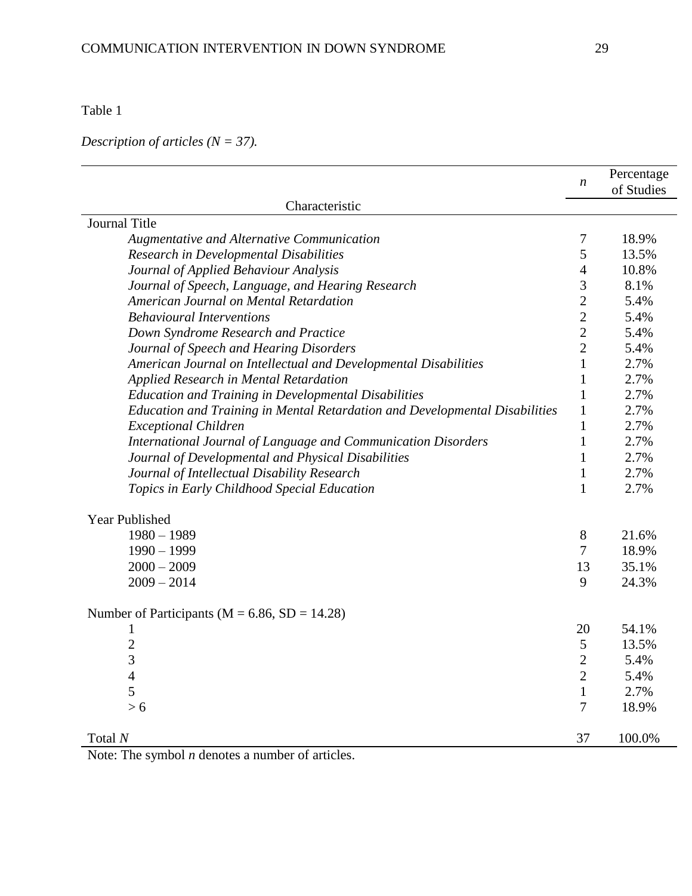Table 1

*Description of articles (N = 37).*

| Characteristic | *n* | Percentage of Studies |
|---|---|---|
| Journal Title | | |
| *Augmentative and Alternative Communication* | 7 | 18.9% |
| *Research in Developmental Disabilities* | 5 | 13.5% |
| *Journal of Applied Behaviour Analysis* | 4 | 10.8% |
| *Journal of Speech, Language, and Hearing Research* | 3 | 8.1% |
| *American Journal on Mental Retardation* | 2 | 5.4% |
| *Behavioural Interventions* | 2 | 5.4% |
| *Down Syndrome Research and Practice* | 2 | 5.4% |
| *Journal of Speech and Hearing Disorders* | 2 | 5.4% |
| *American Journal on Intellectual and Developmental Disabilities* | 1 | 2.7% |
| *Applied Research in Mental Retardation* | 1 | 2.7% |
| *Education and Training in Developmental Disabilities* | 1 | 2.7% |
| *Education and Training in Mental Retardation and Developmental Disabilities* | 1 | 2.7% |
| *Exceptional Children* | 1 | 2.7% |
| *International Journal of Language and Communication Disorders* | 1 | 2.7% |
| *Journal of Developmental and Physical Disabilities* | 1 | 2.7% |
| *Journal of Intellectual Disability Research* | 1 | 2.7% |
| *Topics in Early Childhood Special Education* | 1 | 2.7% |
| Year Published | | |
| 1980 – 1989 | 8 | 21.6% |
| 1990 – 1999 | 7 | 18.9% |
| 2000 – 2009 | 13 | 35.1% |
| 2009 – 2014 | 9 | 24.3% |
| Number of Participants (M = 6.86, SD = 14.28) | | |
| 1 | 20 | 54.1% |
| 2 | 5 | 13.5% |
| 3 | 2 | 5.4% |
| 4 | 2 | 5.4% |
| 5 | 1 | 2.7% |
| > 6 | 7 | 18.9% |
| Total *N* | 37 | 100.0% |

Note: The symbol *n* denotes a number of articles.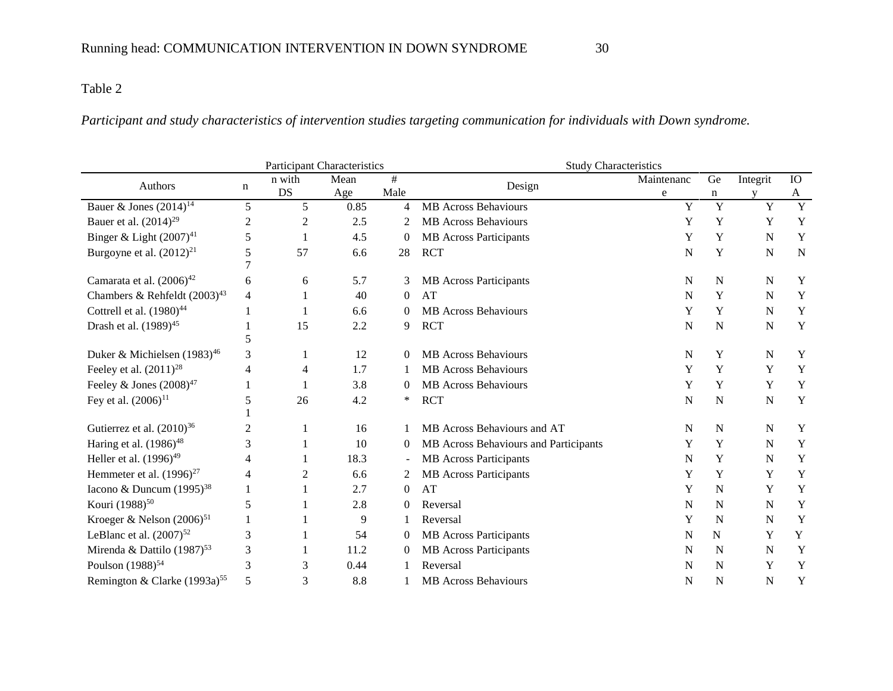Table 2

*Participant and study characteristics of intervention studies targeting communication for individuals with Down syndrome.*

| | Participant Characteristics | | | | Study Characteristics | | | | |
|---|---|---|---|---|---|---|---|---|---|
| Authors | n | n with DS | Mean Age | # Male | Design | Maintenance | Gen | Integrity | IOA |
| Bauer & Jones (2014)[14] | 5 | 5 | 0.85 | 4 | MB Across Behaviours | Y | Y | Y | Y |
| Bauer et al. (2014)[29] | 2 | 2 | 2.5 | 2 | MB Across Behaviours | Y | Y | Y | Y |
| Binger & Light (2007)[41] | 5 | 1 | 4.5 | 0 | MB Across Participants | Y | Y | N | Y |
| Burgoyne et al. (2012)[21] | 57 | 57 | 6.6 | 28 | RCT | N | Y | N | N |
| Camarata et al. (2006)[42] | 6 | 6 | 5.7 | 3 | MB Across Participants | N | N | N | Y |
| Chambers & Rehfeldt (2003)[43] | 4 | 1 | 40 | 0 | AT | N | Y | N | Y |
| Cottrell et al. (1980)[44] | 1 | 1 | 6.6 | 0 | MB Across Behaviours | Y | Y | N | Y |
| Drash et al. (1989)[45] | 15 | 15 | 2.2 | 9 | RCT | N | N | N | Y |
| Duker & Michielsen (1983)[46] | 3 | 1 | 12 | 0 | MB Across Behaviours | N | Y | N | Y |
| Feeley et al. (2011)[28] | 4 | 4 | 1.7 | 1 | MB Across Behaviours | Y | Y | Y | Y |
| Feeley & Jones (2008)[47] | 1 | 1 | 3.8 | 0 | MB Across Behaviours | Y | Y | Y | Y |
| Fey et al. (2006)[11] | 51 | 26 | 4.2 | * | RCT | N | N | N | Y |
| Gutierrez et al. (2010)[36] | 2 | 1 | 16 | 1 | MB Across Behaviours and AT | N | N | N | Y |
| Haring et al. (1986)[48] | 3 | 1 | 10 | 0 | MB Across Behaviours and Participants | Y | Y | N | Y |
| Heller et al. (1996)[49] | 4 | 1 | 18.3 | - | MB Across Participants | N | Y | N | Y |
| Hemmeter et al. (1996)[27] | 4 | 2 | 6.6 | 2 | MB Across Participants | Y | Y | Y | Y |
| Iacono & Duncum (1995)[38] | 1 | 1 | 2.7 | 0 | AT | Y | N | Y | Y |
| Kouri (1988)[50] | 5 | 1 | 2.8 | 0 | Reversal | N | N | N | Y |
| Kroeger & Nelson (2006)[51] | 1 | 1 | 9 | 1 | Reversal | Y | N | N | Y |
| LeBlanc et al. (2007)[52] | 3 | 1 | 54 | 0 | MB Across Participants | N | N | Y | Y |
| Mirenda & Dattilo (1987)[53] | 3 | 1 | 11.2 | 0 | MB Across Participants | N | N | N | Y |
| Poulson (1988)[54] | 3 | 3 | 0.44 | 1 | Reversal | N | N | Y | Y |
| Remington & Clarke (1993a)[55] | 5 | 3 | 8.8 | 1 | MB Across Behaviours | N | N | N | Y |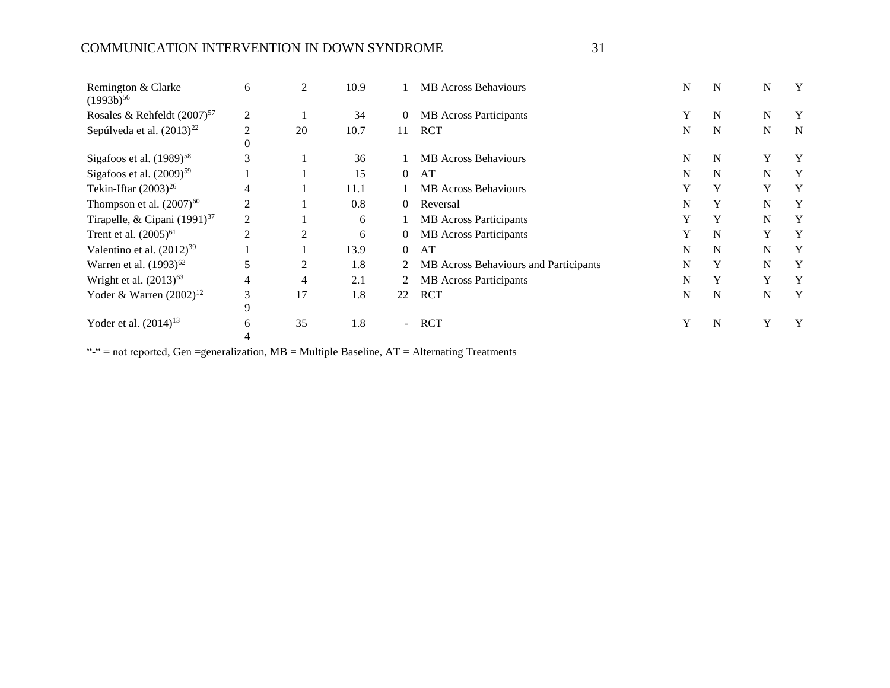| | | | | | | | | | |
|---|---|---|---|---|---|---|---|---|---|
| Remington & Clarke (1993b)[56] | 6 | 2 | 10.9 | 1 | MB Across Behaviours | N | N | N | Y |
| Rosales & Rehfeldt (2007)[57] | 2 | 1 | 34 | 0 | MB Across Participants | Y | N | N | Y |
| Sepúlveda et al. (2013)[22] | 20 | 20 | 10.7 | 11 | RCT | N | N | N | N |
| Sigafoos et al. (1989)[58] | 3 | 1 | 36 | 1 | MB Across Behaviours | N | N | Y | Y |
| Sigafoos et al. (2009)[59] | 1 | 1 | 15 | 0 | AT | N | N | N | Y |
| Tekin-Iftar (2003)[26] | 4 | 1 | 11.1 | 1 | MB Across Behaviours | Y | Y | Y | Y |
| Thompson et al. (2007)[60] | 2 | 1 | 0.8 | 0 | Reversal | N | Y | N | Y |
| Tirapelle, & Cipani (1991)[37] | 2 | 1 | 6 | 1 | MB Across Participants | Y | Y | N | Y |
| Trent et al. (2005)[61] | 2 | 2 | 6 | 0 | MB Across Participants | Y | N | Y | Y |
| Valentino et al. (2012)[39] | 1 | 1 | 13.9 | 0 | AT | N | N | N | Y |
| Warren et al. (1993)[62] | 5 | 2 | 1.8 | 2 | MB Across Behaviours and Participants | N | Y | N | Y |
| Wright et al. (2013)[63] | 4 | 4 | 2.1 | 2 | MB Across Participants | N | Y | Y | Y |
| Yoder & Warren (2002)[12] | 39 | 17 | 1.8 | 22 | RCT | N | N | N | Y |
| Yoder et al. (2014)[13] | 64 | 35 | 1.8 | - | RCT | Y | N | Y | Y |

"-" = not reported, Gen =generalization, MB = Multiple Baseline, AT = Alternating Treatments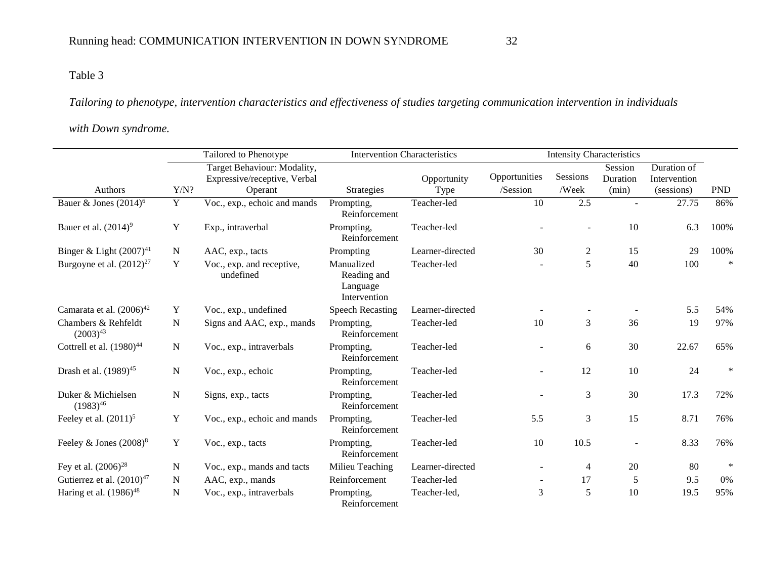Table 3

*Tailoring to phenotype, intervention characteristics and effectiveness of studies targeting communication intervention in individuals with Down syndrome.*

| | Tailored to Phenotype | | Intervention Characteristics | | Intensity Characteristics | | | | |
|---|---|---|---|---|---|---|---|---|---|
| Authors | Y/N? | Target Behaviour: Modality, Expressive/receptive, Verbal Operant | Strategies | Opportunity Type | Opportunities /Session | Sessions /Week | Session Duration (min) | Duration of Intervention (sessions) | PND |
| Bauer & Jones (2014)[6] | Y | Voc., exp., echoic and mands | Prompting, Reinforcement | Teacher-led | 10 | 2.5 | - | 27.75 | 86% |
| Bauer et al. (2014)[9] | Y | Exp., intraverbal | Prompting, Reinforcement | Teacher-led | - | - | 10 | 6.3 | 100% |
| Binger & Light (2007)[41] | N | AAC, exp., tacts | Prompting | Learner-directed | 30 | 2 | 15 | 29 | 100% |
| Burgoyne et al. (2012)[27] | Y | Voc., exp. and receptive, undefined | Manualized Reading and Language Intervention | Teacher-led | - | 5 | 40 | 100 | * |
| Camarata et al. (2006)[42] | Y | Voc., exp., undefined | Speech Recasting | Learner-directed | - | - | - | 5.5 | 54% |
| Chambers & Rehfeldt (2003)[43] | N | Signs and AAC, exp., mands | Prompting, Reinforcement | Teacher-led | 10 | 3 | 36 | 19 | 97% |
| Cottrell et al. (1980)[44] | N | Voc., exp., intraverbals | Prompting, Reinforcement | Teacher-led | - | 6 | 30 | 22.67 | 65% |
| Drash et al. (1989)[45] | N | Voc., exp., echoic | Prompting, Reinforcement | Teacher-led | - | 12 | 10 | 24 | * |
| Duker & Michielsen (1983)[46] | N | Signs, exp., tacts | Prompting, Reinforcement | Teacher-led | - | 3 | 30 | 17.3 | 72% |
| Feeley et al. (2011)[5] | Y | Voc., exp., echoic and mands | Prompting, Reinforcement | Teacher-led | 5.5 | 3 | 15 | 8.71 | 76% |
| Feeley & Jones (2008)[8] | Y | Voc., exp., tacts | Prompting, Reinforcement | Teacher-led | 10 | 10.5 | - | 8.33 | 76% |
| Fey et al. (2006)[28] | N | Voc., exp., mands and tacts | Milieu Teaching | Learner-directed | - | 4 | 20 | 80 | * |
| Gutierrez et al. (2010)[47] | N | AAC, exp., mands | Reinforcement | Teacher-led | - | 17 | 5 | 9.5 | 0% |
| Haring et al. (1986)[48] | N | Voc., exp., intraverbals | Prompting, Reinforcement | Teacher-led, | 3 | 5 | 10 | 19.5 | 95% |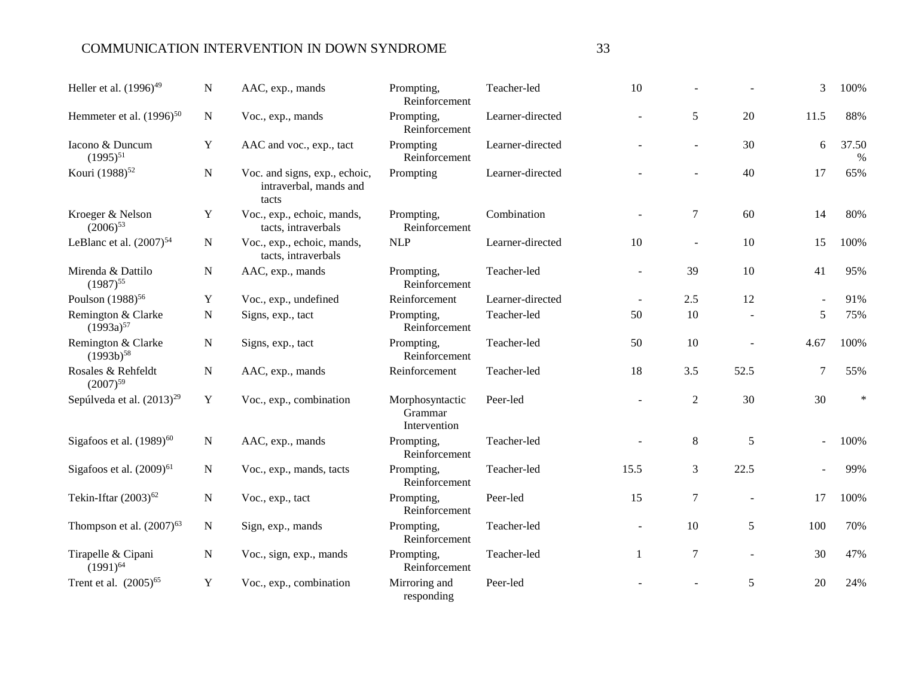| | | | | | | | | | |
|---|---|---|---|---|---|---|---|---|---|
| Heller et al. (1996)[49] | N | AAC, exp., mands | Prompting, Reinforcement | Teacher-led | 10 | - | - | 3 | 100% |
| Hemmeter et al. (1996)[50] | N | Voc., exp., mands | Prompting, Reinforcement | Learner-directed | - | 5 | 20 | 11.5 | 88% |
| Iacono & Duncum (1995)[51] | Y | AAC and voc., exp., tact | Prompting Reinforcement | Learner-directed | - | - | 30 | 6 | 37.50 % |
| Kouri (1988)[52] | N | Voc. and signs, exp., echoic, intraverbal, mands and tacts | Prompting | Learner-directed | - | - | 40 | 17 | 65% |
| Kroeger & Nelson (2006)[53] | Y | Voc., exp., echoic, mands, tacts, intraverbals | Prompting, Reinforcement | Combination | - | 7 | 60 | 14 | 80% |
| LeBlanc et al. (2007)[54] | N | Voc., exp., echoic, mands, tacts, intraverbals | NLP | Learner-directed | 10 | - | 10 | 15 | 100% |
| Mirenda & Dattilo (1987)[55] | N | AAC, exp., mands | Prompting, Reinforcement | Teacher-led | - | 39 | 10 | 41 | 95% |
| Poulson (1988)[56] | Y | Voc., exp., undefined | Reinforcement | Learner-directed | - | 2.5 | 12 | - | 91% |
| Remington & Clarke (1993a)[57] | N | Signs, exp., tact | Prompting, Reinforcement | Teacher-led | 50 | 10 | - | 5 | 75% |
| Remington & Clarke (1993b)[58] | N | Signs, exp., tact | Prompting, Reinforcement | Teacher-led | 50 | 10 | - | 4.67 | 100% |
| Rosales & Rehfeldt (2007)[59] | N | AAC, exp., mands | Reinforcement | Teacher-led | 18 | 3.5 | 52.5 | 7 | 55% |
| Sepúlveda et al. (2013)[29] | Y | Voc., exp., combination | Morphosyntactic Grammar Intervention | Peer-led | - | 2 | 30 | 30 | * |
| Sigafoos et al. (1989)[60] | N | AAC, exp., mands | Prompting, Reinforcement | Teacher-led | - | 8 | 5 | - | 100% |
| Sigafoos et al. (2009)[61] | N | Voc., exp., mands, tacts | Prompting, Reinforcement | Teacher-led | 15.5 | 3 | 22.5 | - | 99% |
| Tekin-Iftar (2003)[62] | N | Voc., exp., tact | Prompting, Reinforcement | Peer-led | 15 | 7 | - | 17 | 100% |
| Thompson et al. (2007)[63] | N | Sign, exp., mands | Prompting, Reinforcement | Teacher-led | - | 10 | 5 | 100 | 70% |
| Tirapelle & Cipani (1991)[64] | N | Voc., sign, exp., mands | Prompting, Reinforcement | Teacher-led | 1 | 7 | - | 30 | 47% |
| Trent et al. (2005)[65] | Y | Voc., exp., combination | Mirroring and responding | Peer-led | - | - | 5 | 20 | 24% |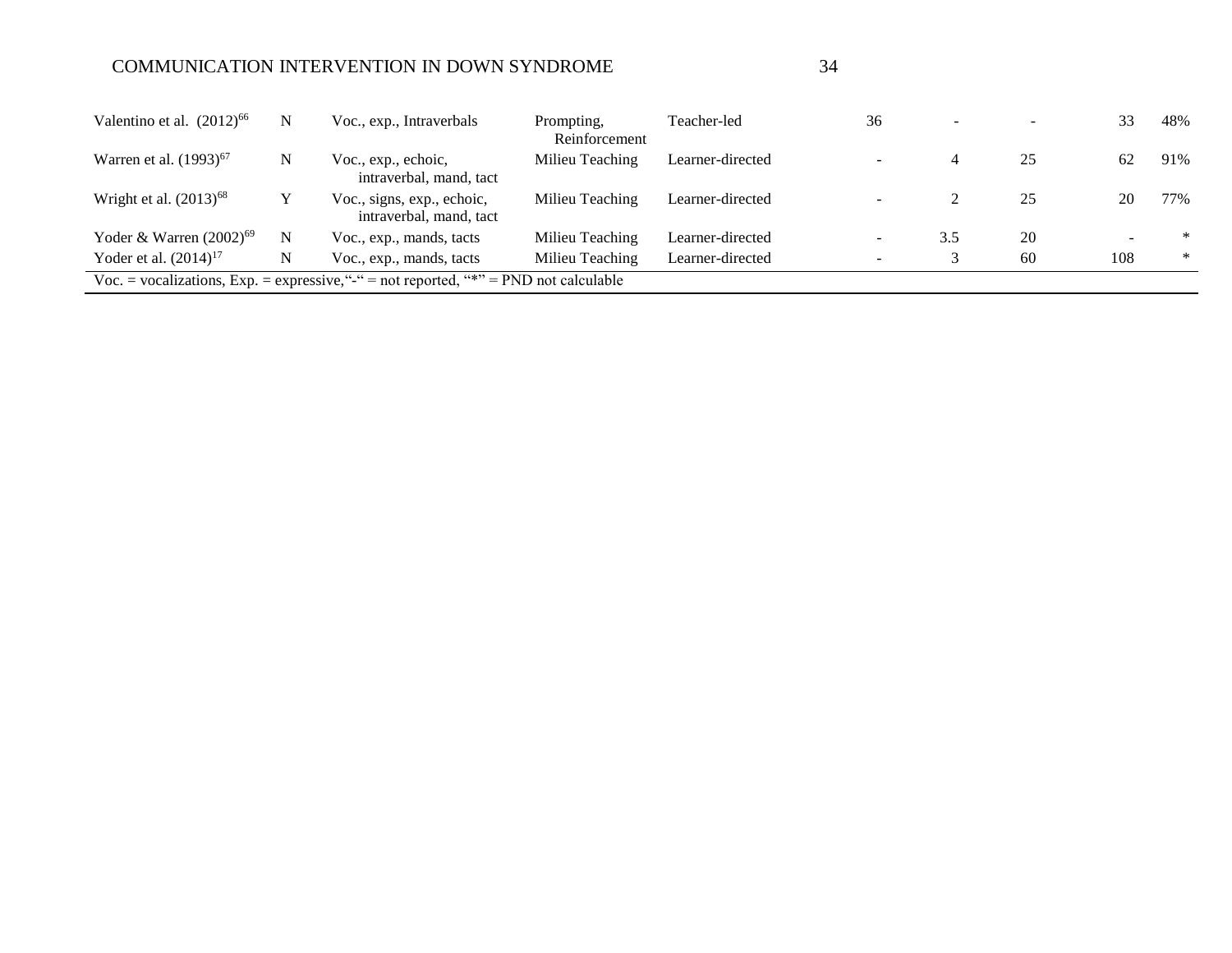| | | | | | | | | | |
|---|---|---|---|---|---|---|---|---|---|
| Valentino et al. (2012)[66] | N | Voc., exp., Intraverbals | Prompting, Reinforcement | Teacher-led | 36 | - | - | 33 | 48% |
| Warren et al. (1993)[67] | N | Voc., exp., echoic, intraverbal, mand, tact | Milieu Teaching | Learner-directed | - | 4 | 25 | 62 | 91% |
| Wright et al. (2013)[68] | Y | Voc., signs, exp., echoic, intraverbal, mand, tact | Milieu Teaching | Learner-directed | - | 2 | 25 | 20 | 77% |
| Yoder & Warren (2002)[69] | N | Voc., exp., mands, tacts | Milieu Teaching | Learner-directed | - | 3.5 | 20 | - | * |
| Yoder et al. (2014)[17] | N | Voc., exp., mands, tacts | Milieu Teaching | Learner-directed | - | 3 | 60 | 108 | * |

Voc. = vocalizations, Exp. = expressive, "-" = not reported, "*" = PND not calculable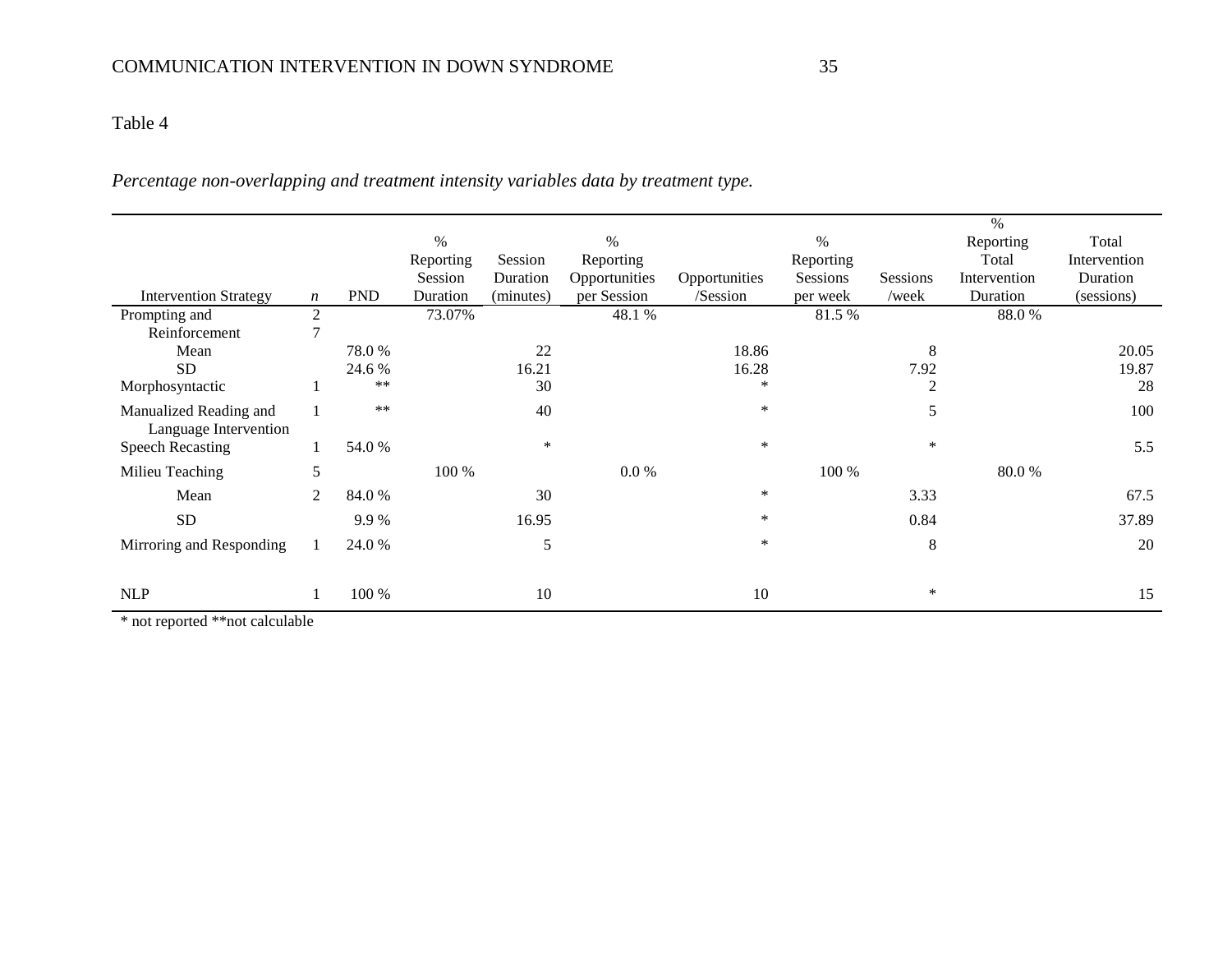Table 4

*Percentage non-overlapping and treatment intensity variables data by treatment type.*

| Intervention Strategy | *n* | PND | % Reporting Session Duration | Session Duration (minutes) | % Reporting Opportunities per Session | Opportunities /Session | % Reporting Sessions per week | Sessions /week | % Reporting Total Intervention Duration | Total Intervention Duration (sessions) |
|---|---|---|---|---|---|---|---|---|---|---|
| Prompting and Reinforcement | 27 | | 73.07% | | 48.1 % | | 81.5 % | | 88.0 % | |
| Mean | | 78.0 % | | 22 | | 18.86 | | 8 | | 20.05 |
| SD | | 24.6 % | | 16.21 | | 16.28 | | 7.92 | | 19.87 |
| Morphosyntactic | 1 | ** | | 30 | | * | | 2 | | 28 |
| Manualized Reading and Language Intervention | 1 | ** | | 40 | | * | | 5 | | 100 |
| Speech Recasting | 1 | 54.0 % | | * | | * | | * | | 5.5 |
| Milieu Teaching | 5 | | 100 % | | 0.0 % | | 100 % | | 80.0 % | |
| Mean | 2 | 84.0 % | | 30 | | * | | 3.33 | | 67.5 |
| SD | | 9.9 % | | 16.95 | | * | | 0.84 | | 37.89 |
| Mirroring and Responding | 1 | 24.0 % | | 5 | | * | | 8 | | 20 |
| NLP | 1 | 100 % | | 10 | | 10 | | * | | 15 |

\* not reported **not calculable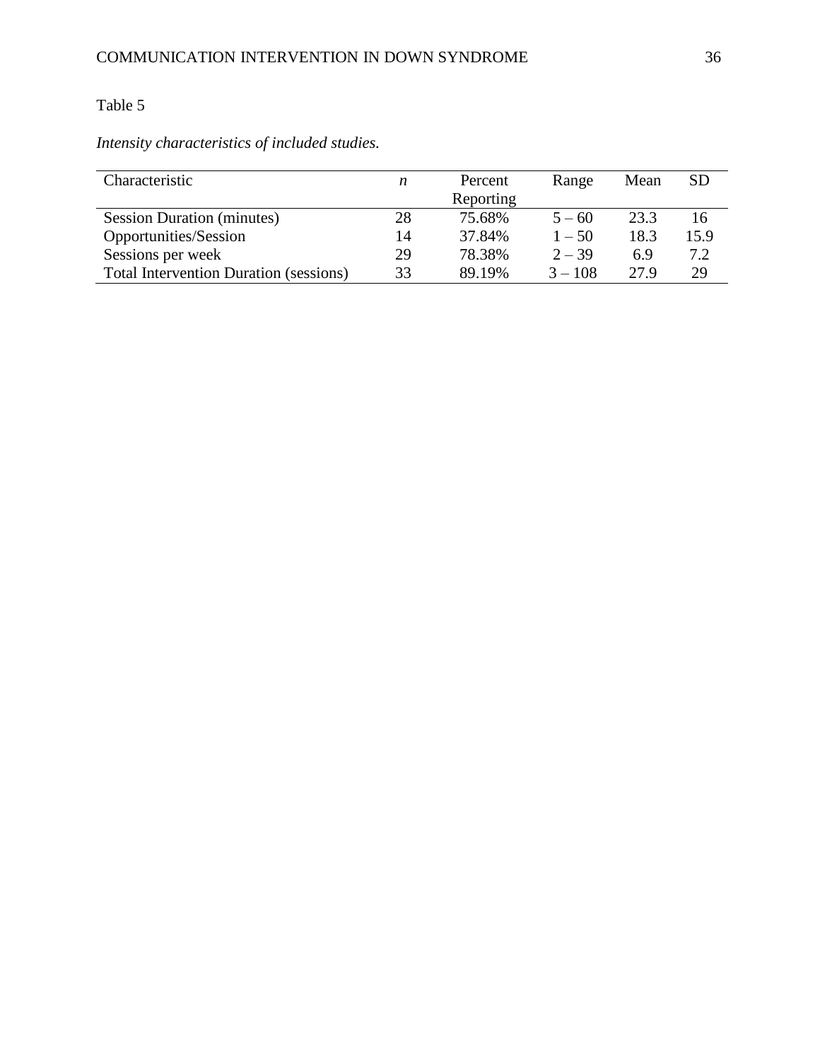Table 5

*Intensity characteristics of included studies.*

| Characteristic | *n* | Percent Reporting | Range | Mean | SD |
|---|---|---|---|---|---|
| Session Duration (minutes) | 28 | 75.68% | 5 – 60 | 23.3 | 16 |
| Opportunities/Session | 14 | 37.84% | 1 – 50 | 18.3 | 15.9 |
| Sessions per week | 29 | 78.38% | 2 – 39 | 6.9 | 7.2 |
| Total Intervention Duration (sessions) | 33 | 89.19% | 3 – 108 | 27.9 | 29 |